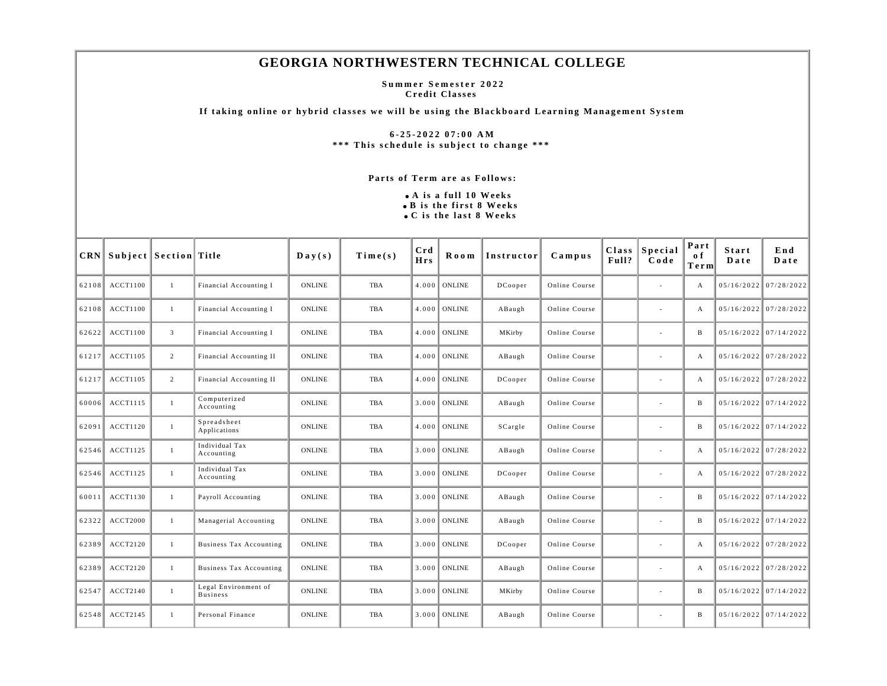# GEORGIA NORTHWESTERN TECHNICAL COLLEGE

**Summer Semester 2022**
**Credit Classes**

**If taking online or hybrid classes we will be using the Blackboard Learning Management System**

**6-25-2022 07:00 AM**
**\*\*\* This schedule is subject to change \*\*\***

**Parts of Term are as Follows:**

- **A is a full 10 Weeks**
- **B is the first 8 Weeks**
- **C is the last 8 Weeks**

| CRN | Subject | Section | Title | Day(s) | Time(s) | Crd Hrs | Room | Instructor | Campus | Class Full? | Special Code | Part of Term | Start Date | End Date |
|---|---|---|---|---|---|---|---|---|---|---|---|---|---|---|
| 62108 | ACCT1100 | 1 | Financial Accounting I | ONLINE | TBA | 4.000 | ONLINE | DCooper | Online Course | | - | A | 05/16/2022 | 07/28/2022 |
| 62108 | ACCT1100 | 1 | Financial Accounting I | ONLINE | TBA | 4.000 | ONLINE | ABaugh | Online Course | | - | A | 05/16/2022 | 07/28/2022 |
| 62622 | ACCT1100 | 3 | Financial Accounting I | ONLINE | TBA | 4.000 | ONLINE | MKirby | Online Course | | - | B | 05/16/2022 | 07/14/2022 |
| 61217 | ACCT1105 | 2 | Financial Accounting II | ONLINE | TBA | 4.000 | ONLINE | ABaugh | Online Course | | - | A | 05/16/2022 | 07/28/2022 |
| 61217 | ACCT1105 | 2 | Financial Accounting II | ONLINE | TBA | 4.000 | ONLINE | DCooper | Online Course | | - | A | 05/16/2022 | 07/28/2022 |
| 60006 | ACCT1115 | 1 | Computerized Accounting | ONLINE | TBA | 3.000 | ONLINE | ABaugh | Online Course | | - | B | 05/16/2022 | 07/14/2022 |
| 62091 | ACCT1120 | 1 | Spreadsheet Applications | ONLINE | TBA | 4.000 | ONLINE | SCargle | Online Course | | - | B | 05/16/2022 | 07/14/2022 |
| 62546 | ACCT1125 | 1 | Individual Tax Accounting | ONLINE | TBA | 3.000 | ONLINE | ABaugh | Online Course | | - | A | 05/16/2022 | 07/28/2022 |
| 62546 | ACCT1125 | 1 | Individual Tax Accounting | ONLINE | TBA | 3.000 | ONLINE | DCooper | Online Course | | - | A | 05/16/2022 | 07/28/2022 |
| 60011 | ACCT1130 | 1 | Payroll Accounting | ONLINE | TBA | 3.000 | ONLINE | ABaugh | Online Course | | - | B | 05/16/2022 | 07/14/2022 |
| 62322 | ACCT2000 | 1 | Managerial Accounting | ONLINE | TBA | 3.000 | ONLINE | ABaugh | Online Course | | - | B | 05/16/2022 | 07/14/2022 |
| 62389 | ACCT2120 | 1 | Business Tax Accounting | ONLINE | TBA | 3.000 | ONLINE | DCooper | Online Course | | - | A | 05/16/2022 | 07/28/2022 |
| 62389 | ACCT2120 | 1 | Business Tax Accounting | ONLINE | TBA | 3.000 | ONLINE | ABaugh | Online Course | | - | A | 05/16/2022 | 07/28/2022 |
| 62547 | ACCT2140 | 1 | Legal Environment of Business | ONLINE | TBA | 3.000 | ONLINE | MKirby | Online Course | | - | B | 05/16/2022 | 07/14/2022 |
| 62548 | ACCT2145 | 1 | Personal Finance | ONLINE | TBA | 3.000 | ONLINE | ABaugh | Online Course | | - | B | 05/16/2022 | 07/14/2022 |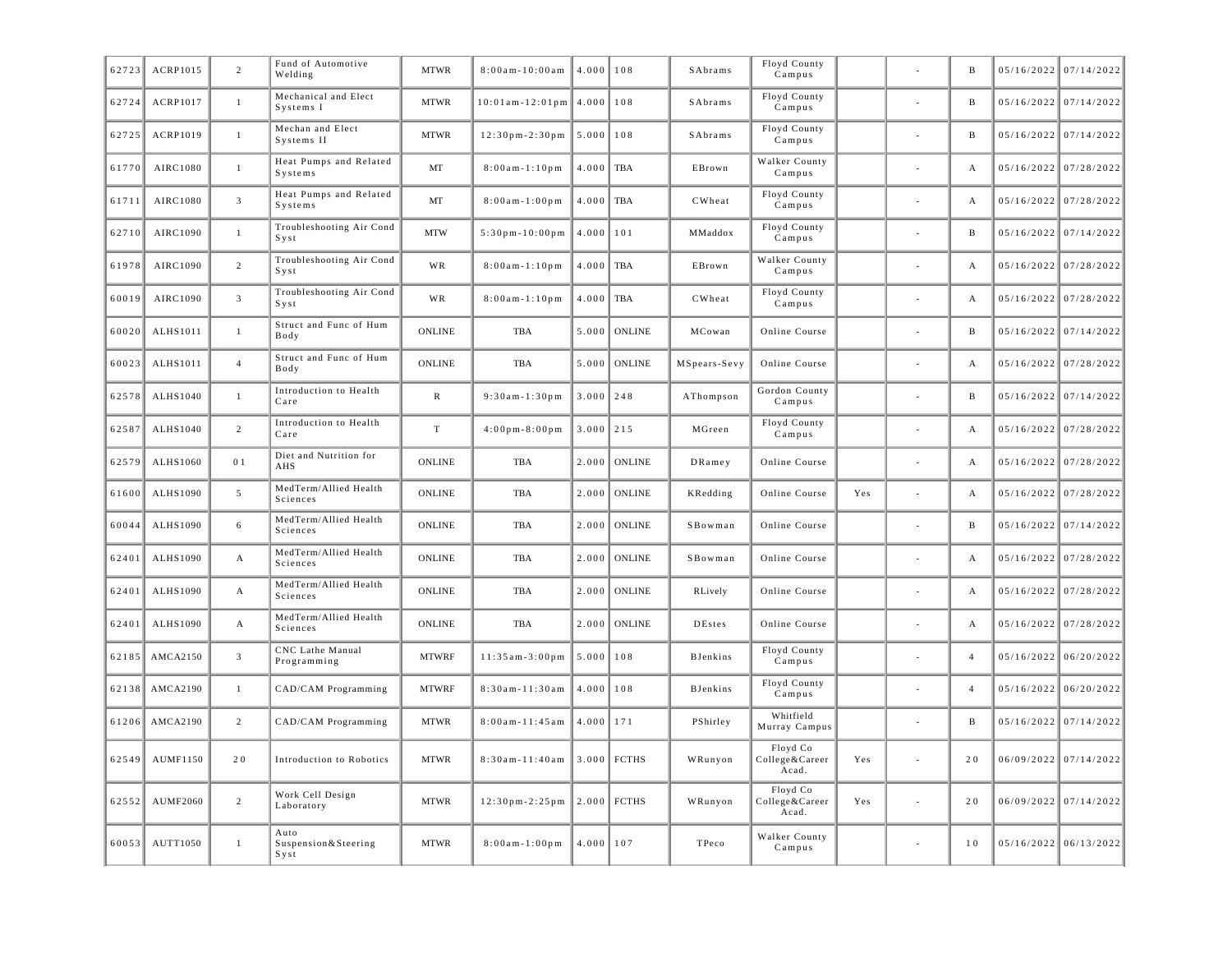| | | | | | | | | | | | | | | |
|---|---|---|---|---|---|---|---|---|---|---|---|---|---|---|
| 62723 | ACRP1015 | 2 | Fund of Automotive Welding | MTWR | 8:00am-10:00am | 4.000 | 108 | SAbrams | Floyd County Campus | | - | B | 05/16/2022 | 07/14/2022 |
| 62724 | ACRP1017 | 1 | Mechanical and Elect Systems I | MTWR | 10:01am-12:01pm | 4.000 | 108 | SAbrams | Floyd County Campus | | - | B | 05/16/2022 | 07/14/2022 |
| 62725 | ACRP1019 | 1 | Mechan and Elect Systems II | MTWR | 12:30pm-2:30pm | 5.000 | 108 | SAbrams | Floyd County Campus | | - | B | 05/16/2022 | 07/14/2022 |
| 61770 | AIRC1080 | 1 | Heat Pumps and Related Systems | MT | 8:00am-1:10pm | 4.000 | TBA | EBrown | Walker County Campus | | - | A | 05/16/2022 | 07/28/2022 |
| 61711 | AIRC1080 | 3 | Heat Pumps and Related Systems | MT | 8:00am-1:00pm | 4.000 | TBA | CWheat | Floyd County Campus | | - | A | 05/16/2022 | 07/28/2022 |
| 62710 | AIRC1090 | 1 | Troubleshooting Air Cond Syst | MTW | 5:30pm-10:00pm | 4.000 | 101 | MMaddox | Floyd County Campus | | - | B | 05/16/2022 | 07/14/2022 |
| 61978 | AIRC1090 | 2 | Troubleshooting Air Cond Syst | WR | 8:00am-1:10pm | 4.000 | TBA | EBrown | Walker County Campus | | - | A | 05/16/2022 | 07/28/2022 |
| 60019 | AIRC1090 | 3 | Troubleshooting Air Cond Syst | WR | 8:00am-1:10pm | 4.000 | TBA | CWheat | Floyd County Campus | | - | A | 05/16/2022 | 07/28/2022 |
| 60020 | ALHS1011 | 1 | Struct and Func of Hum Body | ONLINE | TBA | 5.000 | ONLINE | MCowan | Online Course | | - | B | 05/16/2022 | 07/14/2022 |
| 60023 | ALHS1011 | 4 | Struct and Func of Hum Body | ONLINE | TBA | 5.000 | ONLINE | MSpears-Sevy | Online Course | | - | A | 05/16/2022 | 07/28/2022 |
| 62578 | ALHS1040 | 1 | Introduction to Health Care | R | 9:30am-1:30pm | 3.000 | 248 | AThompson | Gordon County Campus | | - | B | 05/16/2022 | 07/14/2022 |
| 62587 | ALHS1040 | 2 | Introduction to Health Care | T | 4:00pm-8:00pm | 3.000 | 215 | MGreen | Floyd County Campus | | - | A | 05/16/2022 | 07/28/2022 |
| 62579 | ALHS1060 | 01 | Diet and Nutrition for AHS | ONLINE | TBA | 2.000 | ONLINE | DRamey | Online Course | | - | A | 05/16/2022 | 07/28/2022 |
| 61600 | ALHS1090 | 5 | MedTerm/Allied Health Sciences | ONLINE | TBA | 2.000 | ONLINE | KRedding | Online Course | Yes | - | A | 05/16/2022 | 07/28/2022 |
| 60044 | ALHS1090 | 6 | MedTerm/Allied Health Sciences | ONLINE | TBA | 2.000 | ONLINE | SBowman | Online Course | | - | B | 05/16/2022 | 07/14/2022 |
| 62401 | ALHS1090 | A | MedTerm/Allied Health Sciences | ONLINE | TBA | 2.000 | ONLINE | SBowman | Online Course | | - | A | 05/16/2022 | 07/28/2022 |
| 62401 | ALHS1090 | A | MedTerm/Allied Health Sciences | ONLINE | TBA | 2.000 | ONLINE | RLively | Online Course | | - | A | 05/16/2022 | 07/28/2022 |
| 62401 | ALHS1090 | A | MedTerm/Allied Health Sciences | ONLINE | TBA | 2.000 | ONLINE | DEstes | Online Course | | - | A | 05/16/2022 | 07/28/2022 |
| 62185 | AMCA2150 | 3 | CNC Lathe Manual Programming | MTWRF | 11:35am-3:00pm | 5.000 | 108 | BJenkins | Floyd County Campus | | - | 4 | 05/16/2022 | 06/20/2022 |
| 62138 | AMCA2190 | 1 | CAD/CAM Programming | MTWRF | 8:30am-11:30am | 4.000 | 108 | BJenkins | Floyd County Campus | | - | 4 | 05/16/2022 | 06/20/2022 |
| 61206 | AMCA2190 | 2 | CAD/CAM Programming | MTWR | 8:00am-11:45am | 4.000 | 171 | PShirley | Whitfield Murray Campus | | - | B | 05/16/2022 | 07/14/2022 |
| 62549 | AUMF1150 | 20 | Introduction to Robotics | MTWR | 8:30am-11:40am | 3.000 | FCTHS | WRunyon | Floyd Co College&Career Acad. | Yes | - | 20 | 06/09/2022 | 07/14/2022 |
| 62552 | AUMF2060 | 2 | Work Cell Design Laboratory | MTWR | 12:30pm-2:25pm | 2.000 | FCTHS | WRunyon | Floyd Co College&Career Acad. | Yes | - | 20 | 06/09/2022 | 07/14/2022 |
| 60053 | AUTT1050 | 1 | Auto Suspension&Steering Syst | MTWR | 8:00am-1:00pm | 4.000 | 107 | TPeco | Walker County Campus | | - | 10 | 05/16/2022 | 06/13/2022 |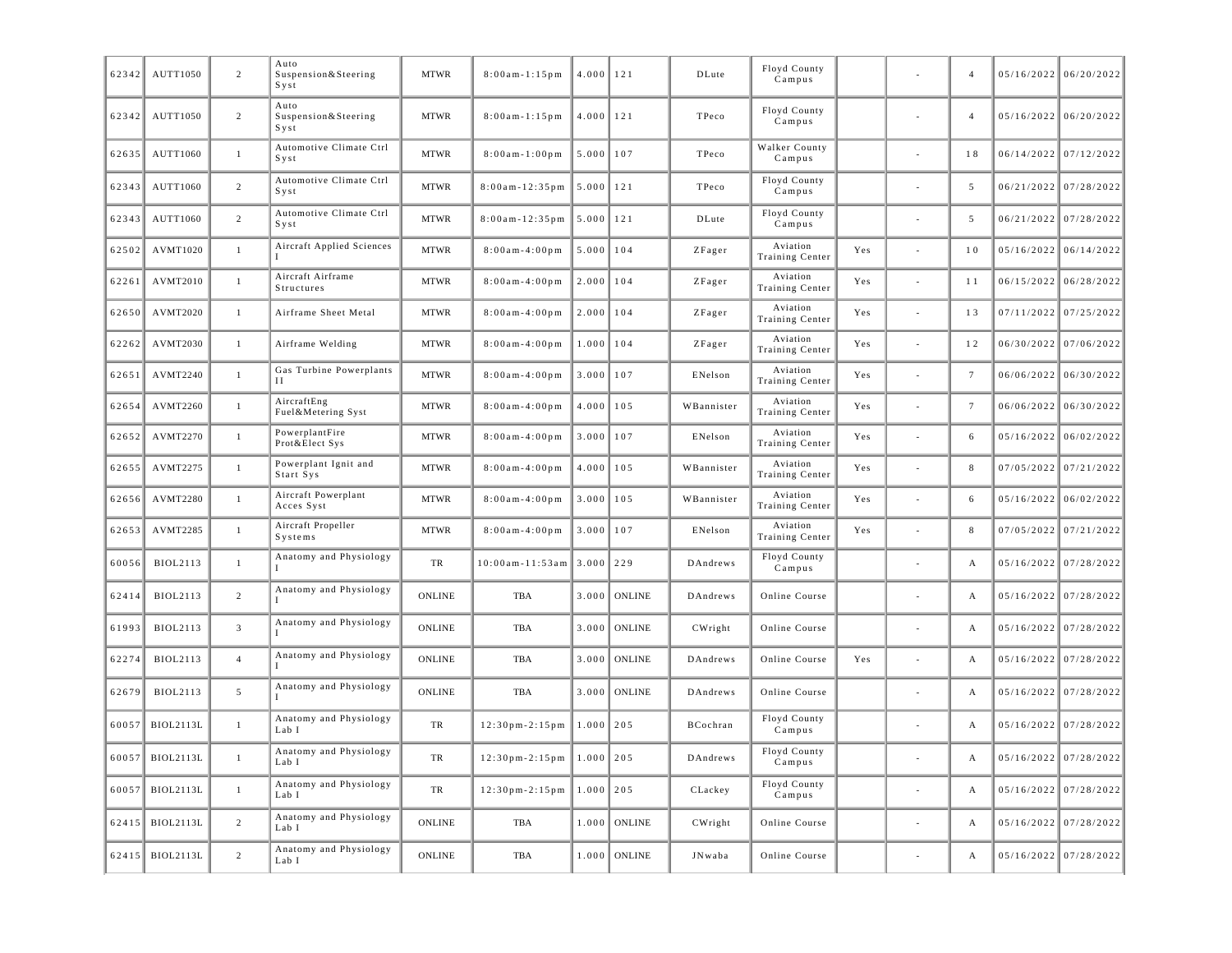| | | | | | | | | | | | | | | |
|---|---|---|---|---|---|---|---|---|---|---|---|---|---|---|
| 62342 | AUTT1050 | 2 | Auto Suspension&Steering Syst | MTWR | 8:00am-1:15pm | 4.000 | 121 | DLute | Floyd County Campus | | - | 4 | 05/16/2022 | 06/20/2022 |
| 62342 | AUTT1050 | 2 | Auto Suspension&Steering Syst | MTWR | 8:00am-1:15pm | 4.000 | 121 | TPeco | Floyd County Campus | | - | 4 | 05/16/2022 | 06/20/2022 |
| 62635 | AUTT1060 | 1 | Automotive Climate Ctrl Syst | MTWR | 8:00am-1:00pm | 5.000 | 107 | TPeco | Walker County Campus | | - | 18 | 06/14/2022 | 07/12/2022 |
| 62343 | AUTT1060 | 2 | Automotive Climate Ctrl Syst | MTWR | 8:00am-12:35pm | 5.000 | 121 | TPeco | Floyd County Campus | | - | 5 | 06/21/2022 | 07/28/2022 |
| 62343 | AUTT1060 | 2 | Automotive Climate Ctrl Syst | MTWR | 8:00am-12:35pm | 5.000 | 121 | DLute | Floyd County Campus | | - | 5 | 06/21/2022 | 07/28/2022 |
| 62502 | AVMT1020 | 1 | Aircraft Applied Sciences I | MTWR | 8:00am-4:00pm | 5.000 | 104 | ZFager | Aviation Training Center | Yes | - | 10 | 05/16/2022 | 06/14/2022 |
| 62261 | AVMT2010 | 1 | Aircraft Airframe Structures | MTWR | 8:00am-4:00pm | 2.000 | 104 | ZFager | Aviation Training Center | Yes | - | 11 | 06/15/2022 | 06/28/2022 |
| 62650 | AVMT2020 | 1 | Airframe Sheet Metal | MTWR | 8:00am-4:00pm | 2.000 | 104 | ZFager | Aviation Training Center | Yes | - | 13 | 07/11/2022 | 07/25/2022 |
| 62262 | AVMT2030 | 1 | Airframe Welding | MTWR | 8:00am-4:00pm | 1.000 | 104 | ZFager | Aviation Training Center | Yes | - | 12 | 06/30/2022 | 07/06/2022 |
| 62651 | AVMT2240 | 1 | Gas Turbine Powerplants II | MTWR | 8:00am-4:00pm | 3.000 | 107 | ENelson | Aviation Training Center | Yes | - | 7 | 06/06/2022 | 06/30/2022 |
| 62654 | AVMT2260 | 1 | AircraftEng Fuel&Metering Syst | MTWR | 8:00am-4:00pm | 4.000 | 105 | WBannister | Aviation Training Center | Yes | - | 7 | 06/06/2022 | 06/30/2022 |
| 62652 | AVMT2270 | 1 | PowerplantFire Prot&Elect Sys | MTWR | 8:00am-4:00pm | 3.000 | 107 | ENelson | Aviation Training Center | Yes | - | 6 | 05/16/2022 | 06/02/2022 |
| 62655 | AVMT2275 | 1 | Powerplant Ignit and Start Sys | MTWR | 8:00am-4:00pm | 4.000 | 105 | WBannister | Aviation Training Center | Yes | - | 8 | 07/05/2022 | 07/21/2022 |
| 62656 | AVMT2280 | 1 | Aircraft Powerplant Acces Syst | MTWR | 8:00am-4:00pm | 3.000 | 105 | WBannister | Aviation Training Center | Yes | - | 6 | 05/16/2022 | 06/02/2022 |
| 62653 | AVMT2285 | 1 | Aircraft Propeller Systems | MTWR | 8:00am-4:00pm | 3.000 | 107 | ENelson | Aviation Training Center | Yes | - | 8 | 07/05/2022 | 07/21/2022 |
| 60056 | BIOL2113 | 1 | Anatomy and Physiology I | TR | 10:00am-11:53am | 3.000 | 229 | DAndrews | Floyd County Campus | | - | A | 05/16/2022 | 07/28/2022 |
| 62414 | BIOL2113 | 2 | Anatomy and Physiology I | ONLINE | TBA | 3.000 | ONLINE | DAndrews | Online Course | | - | A | 05/16/2022 | 07/28/2022 |
| 61993 | BIOL2113 | 3 | Anatomy and Physiology I | ONLINE | TBA | 3.000 | ONLINE | CWright | Online Course | | - | A | 05/16/2022 | 07/28/2022 |
| 62274 | BIOL2113 | 4 | Anatomy and Physiology I | ONLINE | TBA | 3.000 | ONLINE | DAndrews | Online Course | Yes | - | A | 05/16/2022 | 07/28/2022 |
| 62679 | BIOL2113 | 5 | Anatomy and Physiology I | ONLINE | TBA | 3.000 | ONLINE | DAndrews | Online Course | | - | A | 05/16/2022 | 07/28/2022 |
| 60057 | BIOL2113L | 1 | Anatomy and Physiology Lab I | TR | 12:30pm-2:15pm | 1.000 | 205 | BCochran | Floyd County Campus | | - | A | 05/16/2022 | 07/28/2022 |
| 60057 | BIOL2113L | 1 | Anatomy and Physiology Lab I | TR | 12:30pm-2:15pm | 1.000 | 205 | DAndrews | Floyd County Campus | | - | A | 05/16/2022 | 07/28/2022 |
| 60057 | BIOL2113L | 1 | Anatomy and Physiology Lab I | TR | 12:30pm-2:15pm | 1.000 | 205 | CLackey | Floyd County Campus | | - | A | 05/16/2022 | 07/28/2022 |
| 62415 | BIOL2113L | 2 | Anatomy and Physiology Lab I | ONLINE | TBA | 1.000 | ONLINE | CWright | Online Course | | - | A | 05/16/2022 | 07/28/2022 |
| 62415 | BIOL2113L | 2 | Anatomy and Physiology Lab I | ONLINE | TBA | 1.000 | ONLINE | JNwaba | Online Course | | - | A | 05/16/2022 | 07/28/2022 |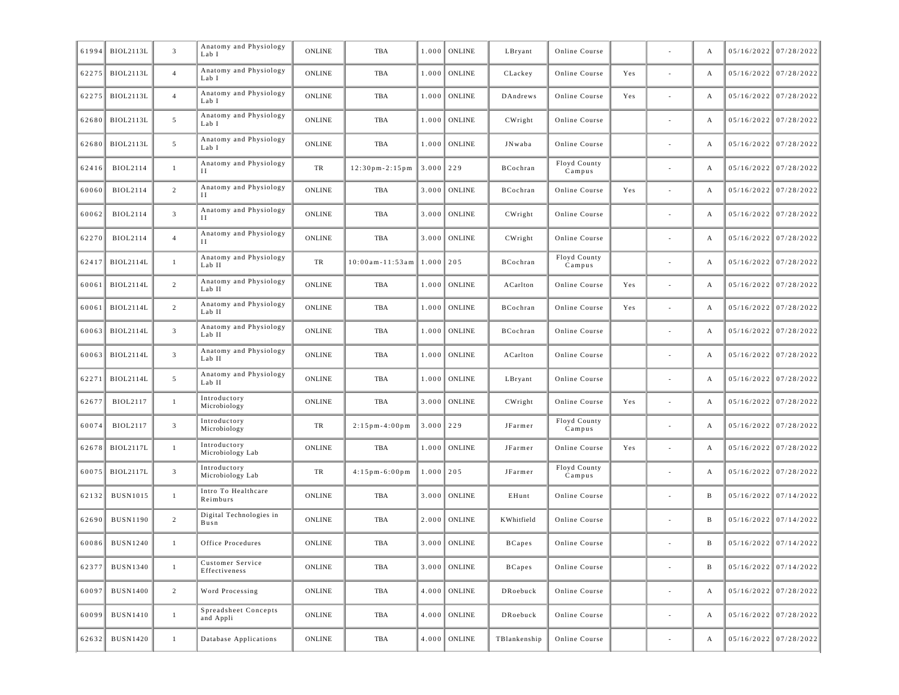| | | | | | | | | | | | | | | |
|---|---|---|---|---|---|---|---|---|---|---|---|---|---|---|
| 61994 | BIOL2113L | 3 | Anatomy and Physiology Lab I | ONLINE | TBA | 1.000 | ONLINE | LBryant | Online Course | | - | A | 05/16/2022 | 07/28/2022 |
| 62275 | BIOL2113L | 4 | Anatomy and Physiology Lab I | ONLINE | TBA | 1.000 | ONLINE | CLackey | Online Course | Yes | - | A | 05/16/2022 | 07/28/2022 |
| 62275 | BIOL2113L | 4 | Anatomy and Physiology Lab I | ONLINE | TBA | 1.000 | ONLINE | DAndrews | Online Course | Yes | - | A | 05/16/2022 | 07/28/2022 |
| 62680 | BIOL2113L | 5 | Anatomy and Physiology Lab I | ONLINE | TBA | 1.000 | ONLINE | CWright | Online Course | | - | A | 05/16/2022 | 07/28/2022 |
| 62680 | BIOL2113L | 5 | Anatomy and Physiology Lab I | ONLINE | TBA | 1.000 | ONLINE | JNwaba | Online Course | | - | A | 05/16/2022 | 07/28/2022 |
| 62416 | BIOL2114 | 1 | Anatomy and Physiology II | TR | 12:30pm-2:15pm | 3.000 | 229 | BCochran | Floyd County Campus | | - | A | 05/16/2022 | 07/28/2022 |
| 60060 | BIOL2114 | 2 | Anatomy and Physiology II | ONLINE | TBA | 3.000 | ONLINE | BCochran | Online Course | Yes | - | A | 05/16/2022 | 07/28/2022 |
| 60062 | BIOL2114 | 3 | Anatomy and Physiology II | ONLINE | TBA | 3.000 | ONLINE | CWright | Online Course | | - | A | 05/16/2022 | 07/28/2022 |
| 62270 | BIOL2114 | 4 | Anatomy and Physiology II | ONLINE | TBA | 3.000 | ONLINE | CWright | Online Course | | - | A | 05/16/2022 | 07/28/2022 |
| 62417 | BIOL2114L | 1 | Anatomy and Physiology Lab II | TR | 10:00am-11:53am | 1.000 | 205 | BCochran | Floyd County Campus | | - | A | 05/16/2022 | 07/28/2022 |
| 60061 | BIOL2114L | 2 | Anatomy and Physiology Lab II | ONLINE | TBA | 1.000 | ONLINE | ACarlton | Online Course | Yes | - | A | 05/16/2022 | 07/28/2022 |
| 60061 | BIOL2114L | 2 | Anatomy and Physiology Lab II | ONLINE | TBA | 1.000 | ONLINE | BCochran | Online Course | Yes | - | A | 05/16/2022 | 07/28/2022 |
| 60063 | BIOL2114L | 3 | Anatomy and Physiology Lab II | ONLINE | TBA | 1.000 | ONLINE | BCochran | Online Course | | - | A | 05/16/2022 | 07/28/2022 |
| 60063 | BIOL2114L | 3 | Anatomy and Physiology Lab II | ONLINE | TBA | 1.000 | ONLINE | ACarlton | Online Course | | - | A | 05/16/2022 | 07/28/2022 |
| 62271 | BIOL2114L | 5 | Anatomy and Physiology Lab II | ONLINE | TBA | 1.000 | ONLINE | LBryant | Online Course | | - | A | 05/16/2022 | 07/28/2022 |
| 62677 | BIOL2117 | 1 | Introductory Microbiology | ONLINE | TBA | 3.000 | ONLINE | CWright | Online Course | Yes | - | A | 05/16/2022 | 07/28/2022 |
| 60074 | BIOL2117 | 3 | Introductory Microbiology | TR | 2:15pm-4:00pm | 3.000 | 229 | JFarmer | Floyd County Campus | | - | A | 05/16/2022 | 07/28/2022 |
| 62678 | BIOL2117L | 1 | Introductory Microbiology Lab | ONLINE | TBA | 1.000 | ONLINE | JFarmer | Online Course | Yes | - | A | 05/16/2022 | 07/28/2022 |
| 60075 | BIOL2117L | 3 | Introductory Microbiology Lab | TR | 4:15pm-6:00pm | 1.000 | 205 | JFarmer | Floyd County Campus | | - | A | 05/16/2022 | 07/28/2022 |
| 62132 | BUSN1015 | 1 | Intro To Healthcare Reimburs | ONLINE | TBA | 3.000 | ONLINE | EHunt | Online Course | | - | B | 05/16/2022 | 07/14/2022 |
| 62690 | BUSN1190 | 2 | Digital Technologies in Busn | ONLINE | TBA | 2.000 | ONLINE | KWhitfield | Online Course | | - | B | 05/16/2022 | 07/14/2022 |
| 60086 | BUSN1240 | 1 | Office Procedures | ONLINE | TBA | 3.000 | ONLINE | BCapes | Online Course | | - | B | 05/16/2022 | 07/14/2022 |
| 62377 | BUSN1340 | 1 | Customer Service Effectiveness | ONLINE | TBA | 3.000 | ONLINE | BCapes | Online Course | | - | B | 05/16/2022 | 07/14/2022 |
| 60097 | BUSN1400 | 2 | Word Processing | ONLINE | TBA | 4.000 | ONLINE | DRoebuck | Online Course | | - | A | 05/16/2022 | 07/28/2022 |
| 60099 | BUSN1410 | 1 | Spreadsheet Concepts and Appli | ONLINE | TBA | 4.000 | ONLINE | DRoebuck | Online Course | | - | A | 05/16/2022 | 07/28/2022 |
| 62632 | BUSN1420 | 1 | Database Applications | ONLINE | TBA | 4.000 | ONLINE | TBlankenship | Online Course | | - | A | 05/16/2022 | 07/28/2022 |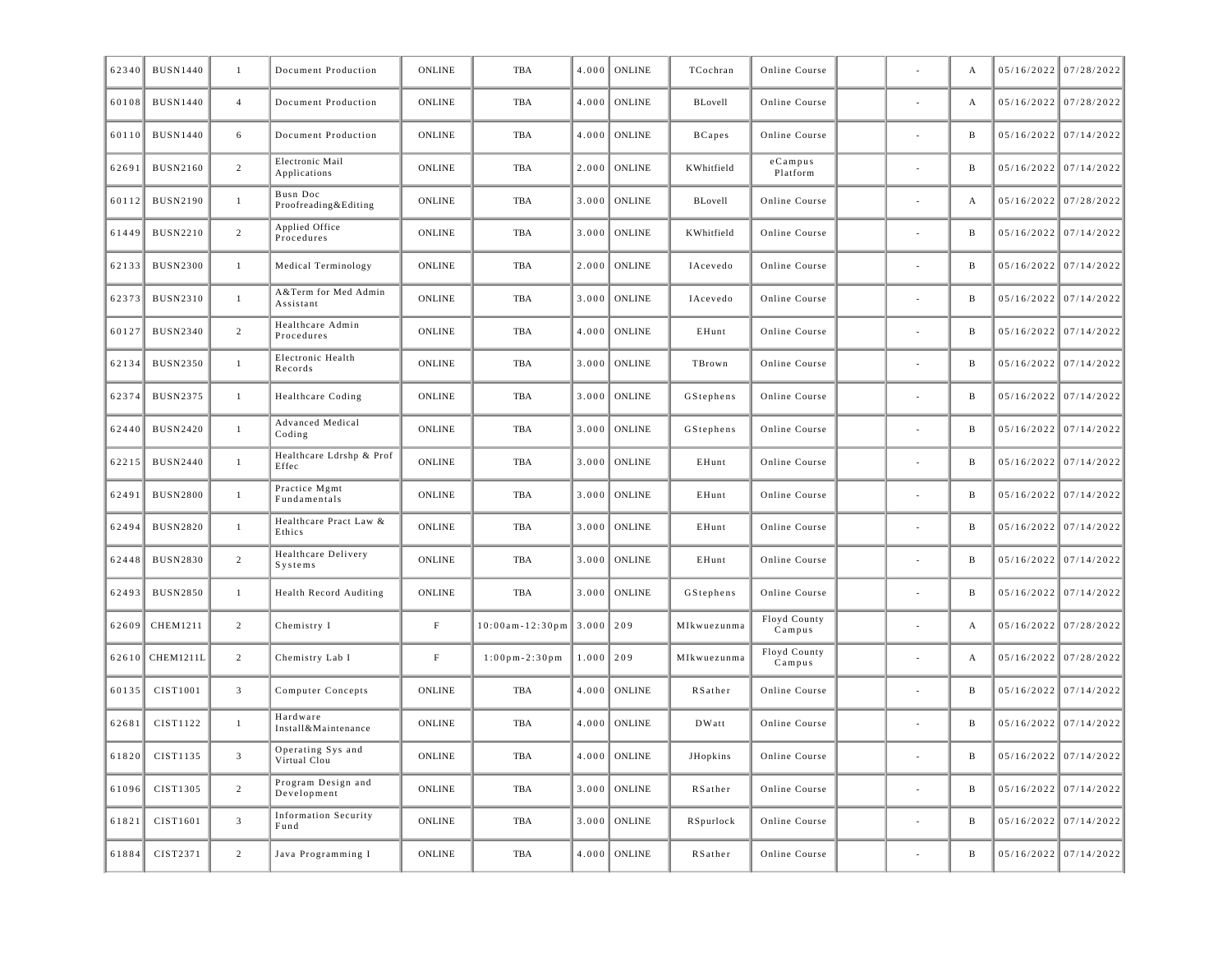| | | | | | | | | | | | | | | |
|---|---|---|---|---|---|---|---|---|---|---|---|---|---|---|
| 62340 | BUSN1440 | 1 | Document Production | ONLINE | TBA | 4.000 | ONLINE | TCochran | Online Course | | - | A | 05/16/2022 | 07/28/2022 |
| 60108 | BUSN1440 | 4 | Document Production | ONLINE | TBA | 4.000 | ONLINE | BLovell | Online Course | | - | A | 05/16/2022 | 07/28/2022 |
| 60110 | BUSN1440 | 6 | Document Production | ONLINE | TBA | 4.000 | ONLINE | BCapes | Online Course | | - | B | 05/16/2022 | 07/14/2022 |
| 62691 | BUSN2160 | 2 | Electronic Mail Applications | ONLINE | TBA | 2.000 | ONLINE | KWhitfield | eCampus Platform | | - | B | 05/16/2022 | 07/14/2022 |
| 60112 | BUSN2190 | 1 | Busn Doc Proofreading&Editing | ONLINE | TBA | 3.000 | ONLINE | BLovell | Online Course | | - | A | 05/16/2022 | 07/28/2022 |
| 61449 | BUSN2210 | 2 | Applied Office Procedures | ONLINE | TBA | 3.000 | ONLINE | KWhitfield | Online Course | | - | B | 05/16/2022 | 07/14/2022 |
| 62133 | BUSN2300 | 1 | Medical Terminology | ONLINE | TBA | 2.000 | ONLINE | IAcevedo | Online Course | | - | B | 05/16/2022 | 07/14/2022 |
| 62373 | BUSN2310 | 1 | A&Term for Med Admin Assistant | ONLINE | TBA | 3.000 | ONLINE | IAcevedo | Online Course | | - | B | 05/16/2022 | 07/14/2022 |
| 60127 | BUSN2340 | 2 | Healthcare Admin Procedures | ONLINE | TBA | 4.000 | ONLINE | EHunt | Online Course | | - | B | 05/16/2022 | 07/14/2022 |
| 62134 | BUSN2350 | 1 | Electronic Health Records | ONLINE | TBA | 3.000 | ONLINE | TBrown | Online Course | | - | B | 05/16/2022 | 07/14/2022 |
| 62374 | BUSN2375 | 1 | Healthcare Coding | ONLINE | TBA | 3.000 | ONLINE | GStephens | Online Course | | - | B | 05/16/2022 | 07/14/2022 |
| 62440 | BUSN2420 | 1 | Advanced Medical Coding | ONLINE | TBA | 3.000 | ONLINE | GStephens | Online Course | | - | B | 05/16/2022 | 07/14/2022 |
| 62215 | BUSN2440 | 1 | Healthcare Ldrshp & Prof Effec | ONLINE | TBA | 3.000 | ONLINE | EHunt | Online Course | | - | B | 05/16/2022 | 07/14/2022 |
| 62491 | BUSN2800 | 1 | Practice Mgmt Fundamentals | ONLINE | TBA | 3.000 | ONLINE | EHunt | Online Course | | - | B | 05/16/2022 | 07/14/2022 |
| 62494 | BUSN2820 | 1 | Healthcare Pract Law & Ethics | ONLINE | TBA | 3.000 | ONLINE | EHunt | Online Course | | - | B | 05/16/2022 | 07/14/2022 |
| 62448 | BUSN2830 | 2 | Healthcare Delivery Systems | ONLINE | TBA | 3.000 | ONLINE | EHunt | Online Course | | - | B | 05/16/2022 | 07/14/2022 |
| 62493 | BUSN2850 | 1 | Health Record Auditing | ONLINE | TBA | 3.000 | ONLINE | GStephens | Online Course | | - | B | 05/16/2022 | 07/14/2022 |
| 62609 | CHEM1211 | 2 | Chemistry I | F | 10:00am-12:30pm | 3.000 | 209 | MIkwuezunma | Floyd County Campus | | - | A | 05/16/2022 | 07/28/2022 |
| 62610 | CHEM1211L | 2 | Chemistry Lab I | F | 1:00pm-2:30pm | 1.000 | 209 | MIkwuezunma | Floyd County Campus | | - | A | 05/16/2022 | 07/28/2022 |
| 60135 | CIST1001 | 3 | Computer Concepts | ONLINE | TBA | 4.000 | ONLINE | RSather | Online Course | | - | B | 05/16/2022 | 07/14/2022 |
| 62681 | CIST1122 | 1 | Hardware Install&Maintenance | ONLINE | TBA | 4.000 | ONLINE | DWatt | Online Course | | - | B | 05/16/2022 | 07/14/2022 |
| 61820 | CIST1135 | 3 | Operating Sys and Virtual Clou | ONLINE | TBA | 4.000 | ONLINE | JHopkins | Online Course | | - | B | 05/16/2022 | 07/14/2022 |
| 61096 | CIST1305 | 2 | Program Design and Development | ONLINE | TBA | 3.000 | ONLINE | RSather | Online Course | | - | B | 05/16/2022 | 07/14/2022 |
| 61821 | CIST1601 | 3 | Information Security Fund | ONLINE | TBA | 3.000 | ONLINE | RSpurlock | Online Course | | - | B | 05/16/2022 | 07/14/2022 |
| 61884 | CIST2371 | 2 | Java Programming I | ONLINE | TBA | 4.000 | ONLINE | RSather | Online Course | | - | B | 05/16/2022 | 07/14/2022 |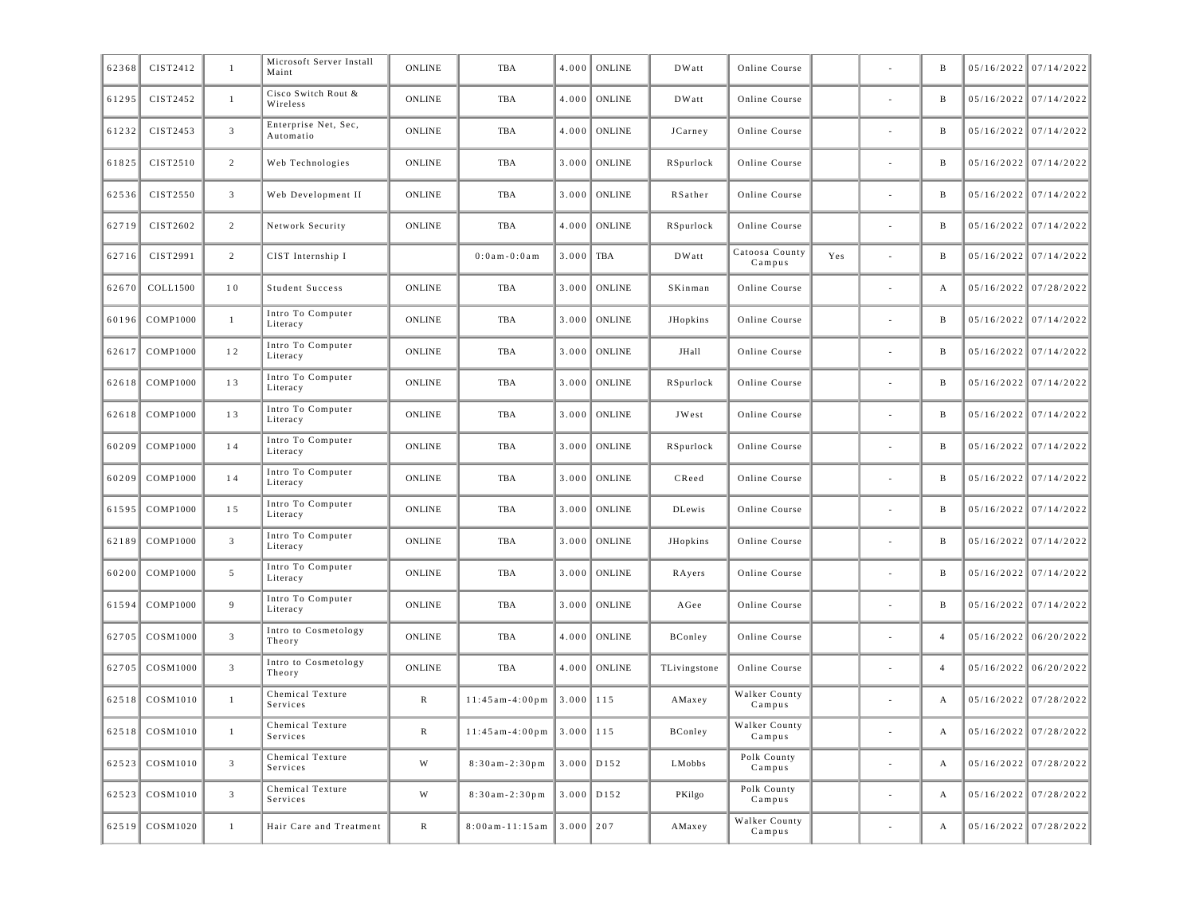| | | | | | | | | | | | | | | |
|---|---|---|---|---|---|---|---|---|---|---|---|---|---|---|
| 62368 | CIST2412 | 1 | Microsoft Server Install Maint | ONLINE | TBA | 4.000 | ONLINE | DWatt | Online Course | | - | B | 05/16/2022 | 07/14/2022 |
| 61295 | CIST2452 | 1 | Cisco Switch Rout & Wireless | ONLINE | TBA | 4.000 | ONLINE | DWatt | Online Course | | - | B | 05/16/2022 | 07/14/2022 |
| 61232 | CIST2453 | 3 | Enterprise Net, Sec, Automatio | ONLINE | TBA | 4.000 | ONLINE | JCarney | Online Course | | - | B | 05/16/2022 | 07/14/2022 |
| 61825 | CIST2510 | 2 | Web Technologies | ONLINE | TBA | 3.000 | ONLINE | RSpurlock | Online Course | | - | B | 05/16/2022 | 07/14/2022 |
| 62536 | CIST2550 | 3 | Web Development II | ONLINE | TBA | 3.000 | ONLINE | RSather | Online Course | | - | B | 05/16/2022 | 07/14/2022 |
| 62719 | CIST2602 | 2 | Network Security | ONLINE | TBA | 4.000 | ONLINE | RSpurlock | Online Course | | - | B | 05/16/2022 | 07/14/2022 |
| 62716 | CIST2991 | 2 | CIST Internship I | | 0:0am-0:0am | 3.000 | TBA | DWatt | Catoosa County Campus | Yes | - | B | 05/16/2022 | 07/14/2022 |
| 62670 | COLL1500 | 10 | Student Success | ONLINE | TBA | 3.000 | ONLINE | SKinman | Online Course | | - | A | 05/16/2022 | 07/28/2022 |
| 60196 | COMP1000 | 1 | Intro To Computer Literacy | ONLINE | TBA | 3.000 | ONLINE | JHopkins | Online Course | | - | B | 05/16/2022 | 07/14/2022 |
| 62617 | COMP1000 | 12 | Intro To Computer Literacy | ONLINE | TBA | 3.000 | ONLINE | JHall | Online Course | | - | B | 05/16/2022 | 07/14/2022 |
| 62618 | COMP1000 | 13 | Intro To Computer Literacy | ONLINE | TBA | 3.000 | ONLINE | RSpurlock | Online Course | | - | B | 05/16/2022 | 07/14/2022 |
| 62618 | COMP1000 | 13 | Intro To Computer Literacy | ONLINE | TBA | 3.000 | ONLINE | JWest | Online Course | | - | B | 05/16/2022 | 07/14/2022 |
| 60209 | COMP1000 | 14 | Intro To Computer Literacy | ONLINE | TBA | 3.000 | ONLINE | RSpurlock | Online Course | | - | B | 05/16/2022 | 07/14/2022 |
| 60209 | COMP1000 | 14 | Intro To Computer Literacy | ONLINE | TBA | 3.000 | ONLINE | CReed | Online Course | | - | B | 05/16/2022 | 07/14/2022 |
| 61595 | COMP1000 | 15 | Intro To Computer Literacy | ONLINE | TBA | 3.000 | ONLINE | DLewis | Online Course | | - | B | 05/16/2022 | 07/14/2022 |
| 62189 | COMP1000 | 3 | Intro To Computer Literacy | ONLINE | TBA | 3.000 | ONLINE | JHopkins | Online Course | | - | B | 05/16/2022 | 07/14/2022 |
| 60200 | COMP1000 | 5 | Intro To Computer Literacy | ONLINE | TBA | 3.000 | ONLINE | RAyers | Online Course | | - | B | 05/16/2022 | 07/14/2022 |
| 61594 | COMP1000 | 9 | Intro To Computer Literacy | ONLINE | TBA | 3.000 | ONLINE | AGee | Online Course | | - | B | 05/16/2022 | 07/14/2022 |
| 62705 | COSM1000 | 3 | Intro to Cosmetology Theory | ONLINE | TBA | 4.000 | ONLINE | BConley | Online Course | | - | 4 | 05/16/2022 | 06/20/2022 |
| 62705 | COSM1000 | 3 | Intro to Cosmetology Theory | ONLINE | TBA | 4.000 | ONLINE | TLivingstone | Online Course | | - | 4 | 05/16/2022 | 06/20/2022 |
| 62518 | COSM1010 | 1 | Chemical Texture Services | R | 11:45am-4:00pm | 3.000 | 115 | AMaxey | Walker County Campus | | - | A | 05/16/2022 | 07/28/2022 |
| 62518 | COSM1010 | 1 | Chemical Texture Services | R | 11:45am-4:00pm | 3.000 | 115 | BConley | Walker County Campus | | - | A | 05/16/2022 | 07/28/2022 |
| 62523 | COSM1010 | 3 | Chemical Texture Services | W | 8:30am-2:30pm | 3.000 | D152 | LMobbs | Polk County Campus | | - | A | 05/16/2022 | 07/28/2022 |
| 62523 | COSM1010 | 3 | Chemical Texture Services | W | 8:30am-2:30pm | 3.000 | D152 | PKilgo | Polk County Campus | | - | A | 05/16/2022 | 07/28/2022 |
| 62519 | COSM1020 | 1 | Hair Care and Treatment | R | 8:00am-11:15am | 3.000 | 207 | AMaxey | Walker County Campus | | - | A | 05/16/2022 | 07/28/2022 |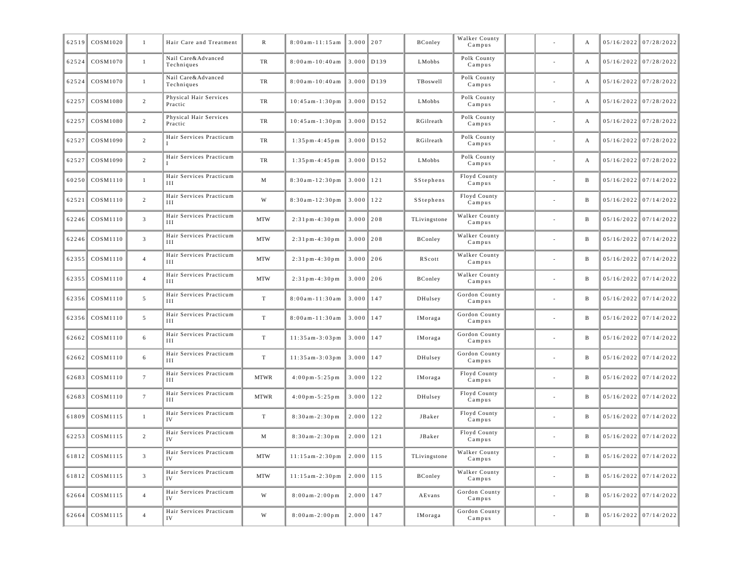| | | | | | | | | | | | | | | |
|---|---|---|---|---|---|---|---|---|---|---|---|---|---|---|
| 62519 | COSM1020 | 1 | Hair Care and Treatment | R | 8:00am-11:15am | 3.000 | 207 | BConley | Walker County Campus | | - | A | 05/16/2022 | 07/28/2022 |
| 62524 | COSM1070 | 1 | Nail Care&Advanced Techniques | TR | 8:00am-10:40am | 3.000 | D139 | LMobbs | Polk County Campus | | - | A | 05/16/2022 | 07/28/2022 |
| 62524 | COSM1070 | 1 | Nail Care&Advanced Techniques | TR | 8:00am-10:40am | 3.000 | D139 | TBoswell | Polk County Campus | | - | A | 05/16/2022 | 07/28/2022 |
| 62257 | COSM1080 | 2 | Physical Hair Services Practic | TR | 10:45am-1:30pm | 3.000 | D152 | LMobbs | Polk County Campus | | - | A | 05/16/2022 | 07/28/2022 |
| 62257 | COSM1080 | 2 | Physical Hair Services Practic | TR | 10:45am-1:30pm | 3.000 | D152 | RGilreath | Polk County Campus | | - | A | 05/16/2022 | 07/28/2022 |
| 62527 | COSM1090 | 2 | Hair Services Practicum I | TR | 1:35pm-4:45pm | 3.000 | D152 | RGilreath | Polk County Campus | | - | A | 05/16/2022 | 07/28/2022 |
| 62527 | COSM1090 | 2 | Hair Services Practicum I | TR | 1:35pm-4:45pm | 3.000 | D152 | LMobbs | Polk County Campus | | - | A | 05/16/2022 | 07/28/2022 |
| 60250 | COSM1110 | 1 | Hair Services Practicum III | M | 8:30am-12:30pm | 3.000 | 121 | SStephens | Floyd County Campus | | - | B | 05/16/2022 | 07/14/2022 |
| 62521 | COSM1110 | 2 | Hair Services Practicum III | W | 8:30am-12:30pm | 3.000 | 122 | SStephens | Floyd County Campus | | - | B | 05/16/2022 | 07/14/2022 |
| 62246 | COSM1110 | 3 | Hair Services Practicum III | MTW | 2:31pm-4:30pm | 3.000 | 208 | TLivingstone | Walker County Campus | | - | B | 05/16/2022 | 07/14/2022 |
| 62246 | COSM1110 | 3 | Hair Services Practicum III | MTW | 2:31pm-4:30pm | 3.000 | 208 | BConley | Walker County Campus | | - | B | 05/16/2022 | 07/14/2022 |
| 62355 | COSM1110 | 4 | Hair Services Practicum III | MTW | 2:31pm-4:30pm | 3.000 | 206 | RScott | Walker County Campus | | - | B | 05/16/2022 | 07/14/2022 |
| 62355 | COSM1110 | 4 | Hair Services Practicum III | MTW | 2:31pm-4:30pm | 3.000 | 206 | BConley | Walker County Campus | | - | B | 05/16/2022 | 07/14/2022 |
| 62356 | COSM1110 | 5 | Hair Services Practicum III | T | 8:00am-11:30am | 3.000 | 147 | DHulsey | Gordon County Campus | | - | B | 05/16/2022 | 07/14/2022 |
| 62356 | COSM1110 | 5 | Hair Services Practicum III | T | 8:00am-11:30am | 3.000 | 147 | IMoraga | Gordon County Campus | | - | B | 05/16/2022 | 07/14/2022 |
| 62662 | COSM1110 | 6 | Hair Services Practicum III | T | 11:35am-3:03pm | 3.000 | 147 | IMoraga | Gordon County Campus | | - | B | 05/16/2022 | 07/14/2022 |
| 62662 | COSM1110 | 6 | Hair Services Practicum III | T | 11:35am-3:03pm | 3.000 | 147 | DHulsey | Gordon County Campus | | - | B | 05/16/2022 | 07/14/2022 |
| 62683 | COSM1110 | 7 | Hair Services Practicum III | MTWR | 4:00pm-5:25pm | 3.000 | 122 | IMoraga | Floyd County Campus | | - | B | 05/16/2022 | 07/14/2022 |
| 62683 | COSM1110 | 7 | Hair Services Practicum III | MTWR | 4:00pm-5:25pm | 3.000 | 122 | DHulsey | Floyd County Campus | | - | B | 05/16/2022 | 07/14/2022 |
| 61809 | COSM1115 | 1 | Hair Services Practicum IV | T | 8:30am-2:30pm | 2.000 | 122 | JBaker | Floyd County Campus | | - | B | 05/16/2022 | 07/14/2022 |
| 62253 | COSM1115 | 2 | Hair Services Practicum IV | M | 8:30am-2:30pm | 2.000 | 121 | JBaker | Floyd County Campus | | - | B | 05/16/2022 | 07/14/2022 |
| 61812 | COSM1115 | 3 | Hair Services Practicum IV | MTW | 11:15am-2:30pm | 2.000 | 115 | TLivingstone | Walker County Campus | | - | B | 05/16/2022 | 07/14/2022 |
| 61812 | COSM1115 | 3 | Hair Services Practicum IV | MTW | 11:15am-2:30pm | 2.000 | 115 | BConley | Walker County Campus | | - | B | 05/16/2022 | 07/14/2022 |
| 62664 | COSM1115 | 4 | Hair Services Practicum IV | W | 8:00am-2:00pm | 2.000 | 147 | AEvans | Gordon County Campus | | - | B | 05/16/2022 | 07/14/2022 |
| 62664 | COSM1115 | 4 | Hair Services Practicum IV | W | 8:00am-2:00pm | 2.000 | 147 | IMoraga | Gordon County Campus | | - | B | 05/16/2022 | 07/14/2022 |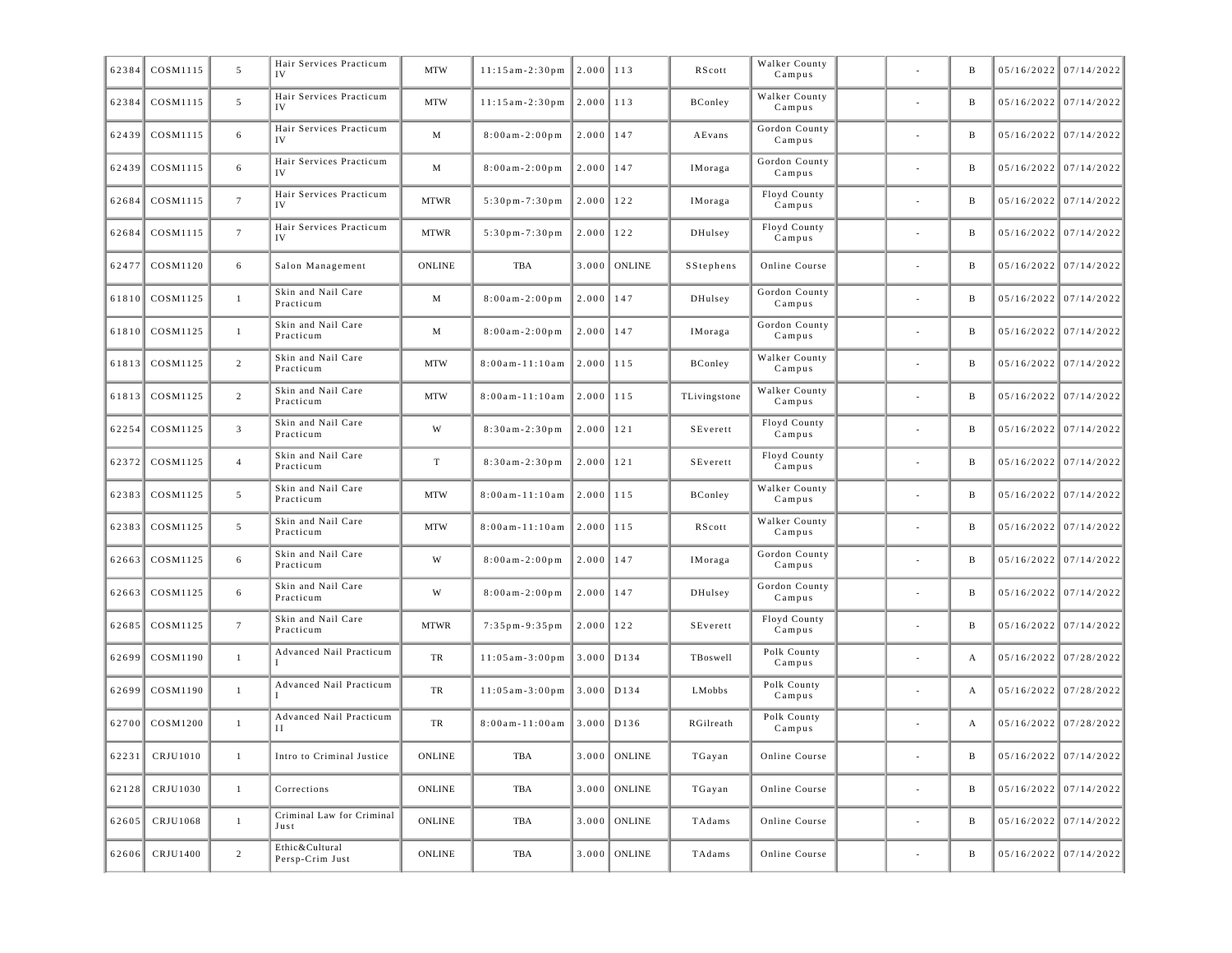| | | | | | | | | | | | | | | |
|---|---|---|---|---|---|---|---|---|---|---|---|---|---|---|
| 62384 | COSM1115 | 5 | Hair Services Practicum IV | MTW | 11:15am-2:30pm | 2.000 | 113 | RScott | Walker County Campus | | - | B | 05/16/2022 | 07/14/2022 |
| 62384 | COSM1115 | 5 | Hair Services Practicum IV | MTW | 11:15am-2:30pm | 2.000 | 113 | BConley | Walker County Campus | | - | B | 05/16/2022 | 07/14/2022 |
| 62439 | COSM1115 | 6 | Hair Services Practicum IV | M | 8:00am-2:00pm | 2.000 | 147 | AEvans | Gordon County Campus | | - | B | 05/16/2022 | 07/14/2022 |
| 62439 | COSM1115 | 6 | Hair Services Practicum IV | M | 8:00am-2:00pm | 2.000 | 147 | IMoraga | Gordon County Campus | | - | B | 05/16/2022 | 07/14/2022 |
| 62684 | COSM1115 | 7 | Hair Services Practicum IV | MTWR | 5:30pm-7:30pm | 2.000 | 122 | IMoraga | Floyd County Campus | | - | B | 05/16/2022 | 07/14/2022 |
| 62684 | COSM1115 | 7 | Hair Services Practicum IV | MTWR | 5:30pm-7:30pm | 2.000 | 122 | DHulsey | Floyd County Campus | | - | B | 05/16/2022 | 07/14/2022 |
| 62477 | COSM1120 | 6 | Salon Management | ONLINE | TBA | 3.000 | ONLINE | SStephens | Online Course | | - | B | 05/16/2022 | 07/14/2022 |
| 61810 | COSM1125 | 1 | Skin and Nail Care Practicum | M | 8:00am-2:00pm | 2.000 | 147 | DHulsey | Gordon County Campus | | - | B | 05/16/2022 | 07/14/2022 |
| 61810 | COSM1125 | 1 | Skin and Nail Care Practicum | M | 8:00am-2:00pm | 2.000 | 147 | IMoraga | Gordon County Campus | | - | B | 05/16/2022 | 07/14/2022 |
| 61813 | COSM1125 | 2 | Skin and Nail Care Practicum | MTW | 8:00am-11:10am | 2.000 | 115 | BConley | Walker County Campus | | - | B | 05/16/2022 | 07/14/2022 |
| 61813 | COSM1125 | 2 | Skin and Nail Care Practicum | MTW | 8:00am-11:10am | 2.000 | 115 | TLivingstone | Walker County Campus | | - | B | 05/16/2022 | 07/14/2022 |
| 62254 | COSM1125 | 3 | Skin and Nail Care Practicum | W | 8:30am-2:30pm | 2.000 | 121 | SEverett | Floyd County Campus | | - | B | 05/16/2022 | 07/14/2022 |
| 62372 | COSM1125 | 4 | Skin and Nail Care Practicum | T | 8:30am-2:30pm | 2.000 | 121 | SEverett | Floyd County Campus | | - | B | 05/16/2022 | 07/14/2022 |
| 62383 | COSM1125 | 5 | Skin and Nail Care Practicum | MTW | 8:00am-11:10am | 2.000 | 115 | BConley | Walker County Campus | | - | B | 05/16/2022 | 07/14/2022 |
| 62383 | COSM1125 | 5 | Skin and Nail Care Practicum | MTW | 8:00am-11:10am | 2.000 | 115 | RScott | Walker County Campus | | - | B | 05/16/2022 | 07/14/2022 |
| 62663 | COSM1125 | 6 | Skin and Nail Care Practicum | W | 8:00am-2:00pm | 2.000 | 147 | IMoraga | Gordon County Campus | | - | B | 05/16/2022 | 07/14/2022 |
| 62663 | COSM1125 | 6 | Skin and Nail Care Practicum | W | 8:00am-2:00pm | 2.000 | 147 | DHulsey | Gordon County Campus | | - | B | 05/16/2022 | 07/14/2022 |
| 62685 | COSM1125 | 7 | Skin and Nail Care Practicum | MTWR | 7:35pm-9:35pm | 2.000 | 122 | SEverett | Floyd County Campus | | - | B | 05/16/2022 | 07/14/2022 |
| 62699 | COSM1190 | 1 | Advanced Nail Practicum I | TR | 11:05am-3:00pm | 3.000 | D134 | TBoswell | Polk County Campus | | - | A | 05/16/2022 | 07/28/2022 |
| 62699 | COSM1190 | 1 | Advanced Nail Practicum I | TR | 11:05am-3:00pm | 3.000 | D134 | LMobbs | Polk County Campus | | - | A | 05/16/2022 | 07/28/2022 |
| 62700 | COSM1200 | 1 | Advanced Nail Practicum II | TR | 8:00am-11:00am | 3.000 | D136 | RGilreath | Polk County Campus | | - | A | 05/16/2022 | 07/28/2022 |
| 62231 | CRJU1010 | 1 | Intro to Criminal Justice | ONLINE | TBA | 3.000 | ONLINE | TGayan | Online Course | | - | B | 05/16/2022 | 07/14/2022 |
| 62128 | CRJU1030 | 1 | Corrections | ONLINE | TBA | 3.000 | ONLINE | TGayan | Online Course | | - | B | 05/16/2022 | 07/14/2022 |
| 62605 | CRJU1068 | 1 | Criminal Law for Criminal Just | ONLINE | TBA | 3.000 | ONLINE | TAdams | Online Course | | - | B | 05/16/2022 | 07/14/2022 |
| 62606 | CRJU1400 | 2 | Ethic&Cultural Persp-Crim Just | ONLINE | TBA | 3.000 | ONLINE | TAdams | Online Course | | - | B | 05/16/2022 | 07/14/2022 |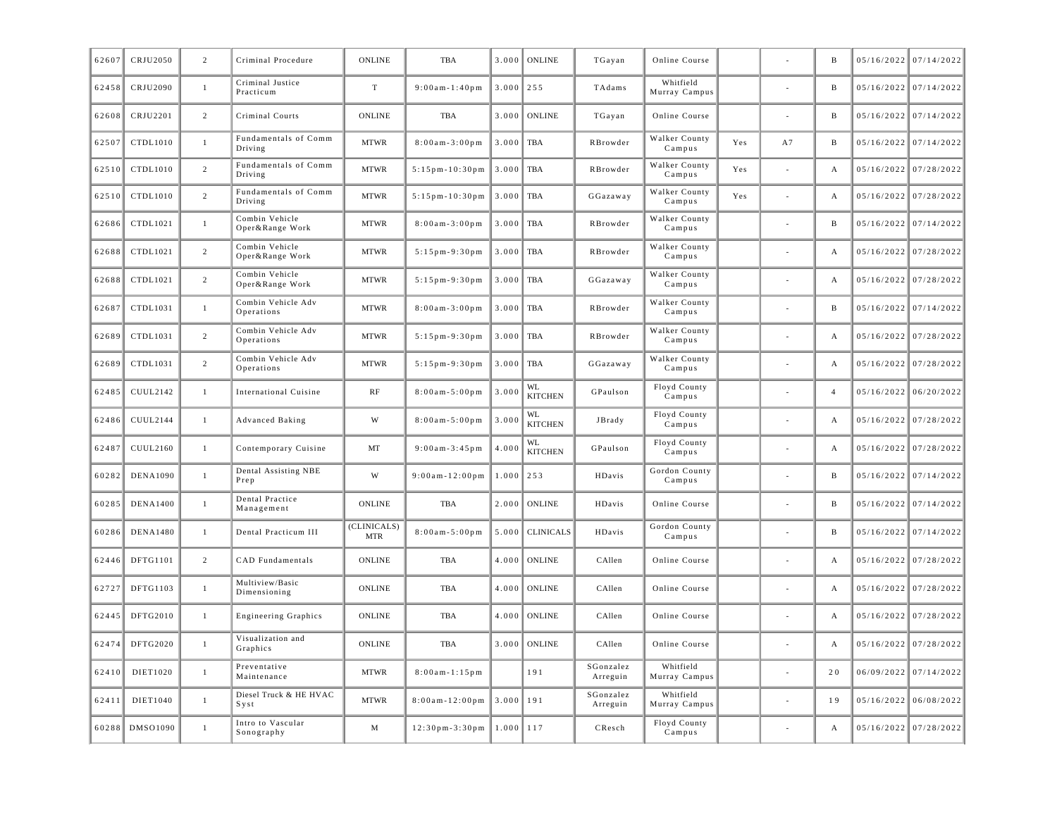| | | | | | | | | | | | | | | |
|---|---|---|---|---|---|---|---|---|---|---|---|---|---|---|
| 62607 | CRJU2050 | 2 | Criminal Procedure | ONLINE | TBA | 3.000 | ONLINE | TGayan | Online Course | | - | B | 05/16/2022 | 07/14/2022 |
| 62458 | CRJU2090 | 1 | Criminal Justice Practicum | T | 9:00am-1:40pm | 3.000 | 255 | TAdams | Whitfield Murray Campus | | - | B | 05/16/2022 | 07/14/2022 |
| 62608 | CRJU2201 | 2 | Criminal Courts | ONLINE | TBA | 3.000 | ONLINE | TGayan | Online Course | | - | B | 05/16/2022 | 07/14/2022 |
| 62507 | CTDL1010 | 1 | Fundamentals of Comm Driving | MTWR | 8:00am-3:00pm | 3.000 | TBA | RBrowder | Walker County Campus | Yes | A7 | B | 05/16/2022 | 07/14/2022 |
| 62510 | CTDL1010 | 2 | Fundamentals of Comm Driving | MTWR | 5:15pm-10:30pm | 3.000 | TBA | RBrowder | Walker County Campus | Yes | - | A | 05/16/2022 | 07/28/2022 |
| 62510 | CTDL1010 | 2 | Fundamentals of Comm Driving | MTWR | 5:15pm-10:30pm | 3.000 | TBA | GGazaway | Walker County Campus | Yes | - | A | 05/16/2022 | 07/28/2022 |
| 62686 | CTDL1021 | 1 | Combin Vehicle Oper&Range Work | MTWR | 8:00am-3:00pm | 3.000 | TBA | RBrowder | Walker County Campus | | - | B | 05/16/2022 | 07/14/2022 |
| 62688 | CTDL1021 | 2 | Combin Vehicle Oper&Range Work | MTWR | 5:15pm-9:30pm | 3.000 | TBA | RBrowder | Walker County Campus | | - | A | 05/16/2022 | 07/28/2022 |
| 62688 | CTDL1021 | 2 | Combin Vehicle Oper&Range Work | MTWR | 5:15pm-9:30pm | 3.000 | TBA | GGazaway | Walker County Campus | | - | A | 05/16/2022 | 07/28/2022 |
| 62687 | CTDL1031 | 1 | Combin Vehicle Adv Operations | MTWR | 8:00am-3:00pm | 3.000 | TBA | RBrowder | Walker County Campus | | - | B | 05/16/2022 | 07/14/2022 |
| 62689 | CTDL1031 | 2 | Combin Vehicle Adv Operations | MTWR | 5:15pm-9:30pm | 3.000 | TBA | RBrowder | Walker County Campus | | - | A | 05/16/2022 | 07/28/2022 |
| 62689 | CTDL1031 | 2 | Combin Vehicle Adv Operations | MTWR | 5:15pm-9:30pm | 3.000 | TBA | GGazaway | Walker County Campus | | - | A | 05/16/2022 | 07/28/2022 |
| 62485 | CUUL2142 | 1 | International Cuisine | RF | 8:00am-5:00pm | 3.000 | WL KITCHEN | GPaulson | Floyd County Campus | | - | 4 | 05/16/2022 | 06/20/2022 |
| 62486 | CUUL2144 | 1 | Advanced Baking | W | 8:00am-5:00pm | 3.000 | WL KITCHEN | JBrady | Floyd County Campus | | - | A | 05/16/2022 | 07/28/2022 |
| 62487 | CUUL2160 | 1 | Contemporary Cuisine | MT | 9:00am-3:45pm | 4.000 | WL KITCHEN | GPaulson | Floyd County Campus | | - | A | 05/16/2022 | 07/28/2022 |
| 60282 | DENA1090 | 1 | Dental Assisting NBE Prep | W | 9:00am-12:00pm | 1.000 | 253 | HDavis | Gordon County Campus | | - | B | 05/16/2022 | 07/14/2022 |
| 60285 | DENA1400 | 1 | Dental Practice Management | ONLINE | TBA | 2.000 | ONLINE | HDavis | Online Course | | - | B | 05/16/2022 | 07/14/2022 |
| 60286 | DENA1480 | 1 | Dental Practicum III | (CLINICALS) MTR | 8:00am-5:00pm | 5.000 | CLINICALS | HDavis | Gordon County Campus | | - | B | 05/16/2022 | 07/14/2022 |
| 62446 | DFTG1101 | 2 | CAD Fundamentals | ONLINE | TBA | 4.000 | ONLINE | CAllen | Online Course | | - | A | 05/16/2022 | 07/28/2022 |
| 62727 | DFTG1103 | 1 | Multiview/Basic Dimensioning | ONLINE | TBA | 4.000 | ONLINE | CAllen | Online Course | | - | A | 05/16/2022 | 07/28/2022 |
| 62445 | DFTG2010 | 1 | Engineering Graphics | ONLINE | TBA | 4.000 | ONLINE | CAllen | Online Course | | - | A | 05/16/2022 | 07/28/2022 |
| 62474 | DFTG2020 | 1 | Visualization and Graphics | ONLINE | TBA | 3.000 | ONLINE | CAllen | Online Course | | - | A | 05/16/2022 | 07/28/2022 |
| 62410 | DIET1020 | 1 | Preventative Maintenance | MTWR | 8:00am-1:15pm | | 191 | SGonzalez Arreguin | Whitfield Murray Campus | | - | 20 | 06/09/2022 | 07/14/2022 |
| 62411 | DIET1040 | 1 | Diesel Truck & HE HVAC Syst | MTWR | 8:00am-12:00pm | 3.000 | 191 | SGonzalez Arreguin | Whitfield Murray Campus | | - | 19 | 05/16/2022 | 06/08/2022 |
| 60288 | DMSO1090 | 1 | Intro to Vascular Sonography | M | 12:30pm-3:30pm | 1.000 | 117 | CResch | Floyd County Campus | | - | A | 05/16/2022 | 07/28/2022 |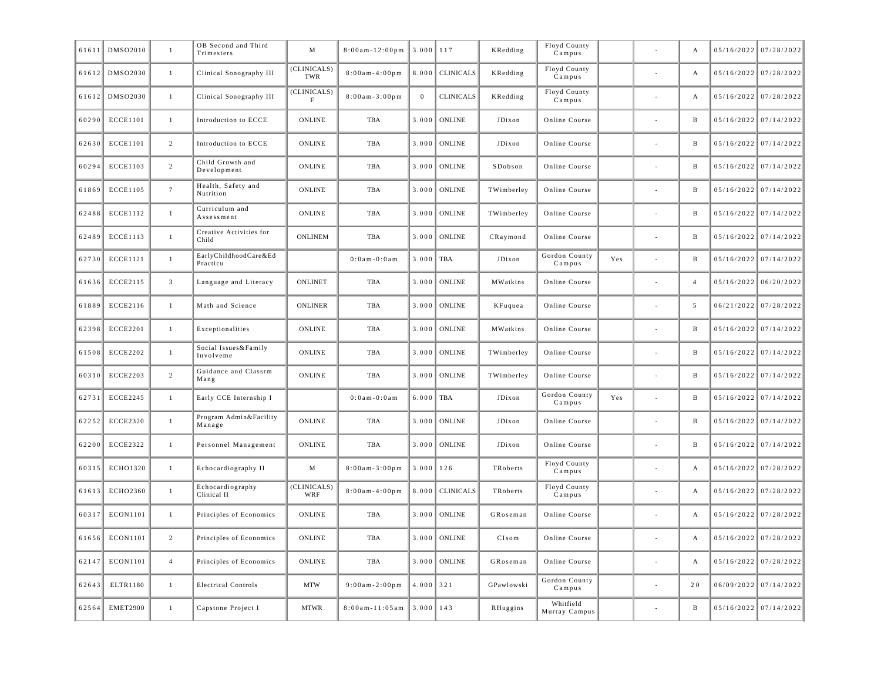| | | | | | | | | | | | | | | |
|---|---|---|---|---|---|---|---|---|---|---|---|---|---|---|
| 61611 | DMSO2010 | 1 | OB Second and Third Trimesters | M | 8:00am-12:00pm | 3.000 | 117 | KRedding | Floyd County Campus | | - | A | 05/16/2022 | 07/28/2022 |
| 61612 | DMSO2030 | 1 | Clinical Sonography III | (CLINICALS) TWR | 8:00am-4:00pm | 8.000 | CLINICALS | KRedding | Floyd County Campus | | - | A | 05/16/2022 | 07/28/2022 |
| 61612 | DMSO2030 | 1 | Clinical Sonography III | (CLINICALS) F | 8:00am-3:00pm | 0 | CLINICALS | KRedding | Floyd County Campus | | - | A | 05/16/2022 | 07/28/2022 |
| 60290 | ECCE1101 | 1 | Introduction to ECCE | ONLINE | TBA | 3.000 | ONLINE | JDixon | Online Course | | - | B | 05/16/2022 | 07/14/2022 |
| 62630 | ECCE1101 | 2 | Introduction to ECCE | ONLINE | TBA | 3.000 | ONLINE | JDixon | Online Course | | - | B | 05/16/2022 | 07/14/2022 |
| 60294 | ECCE1103 | 2 | Child Growth and Development | ONLINE | TBA | 3.000 | ONLINE | SDobson | Online Course | | - | B | 05/16/2022 | 07/14/2022 |
| 61869 | ECCE1105 | 7 | Health, Safety and Nutrition | ONLINE | TBA | 3.000 | ONLINE | TWimberley | Online Course | | - | B | 05/16/2022 | 07/14/2022 |
| 62488 | ECCE1112 | 1 | Curriculum and Assessment | ONLINE | TBA | 3.000 | ONLINE | TWimberley | Online Course | | - | B | 05/16/2022 | 07/14/2022 |
| 62489 | ECCE1113 | 1 | Creative Activities for Child | ONLINEM | TBA | 3.000 | ONLINE | CRaymond | Online Course | | - | B | 05/16/2022 | 07/14/2022 |
| 62730 | ECCE1121 | 1 | EarlyChildhoodCare&Ed Practicu | | 0:0am-0:0am | 3.000 | TBA | JDixon | Gordon County Campus | Yes | - | B | 05/16/2022 | 07/14/2022 |
| 61636 | ECCE2115 | 3 | Language and Literacy | ONLINET | TBA | 3.000 | ONLINE | MWatkins | Online Course | | - | 4 | 05/16/2022 | 06/20/2022 |
| 61889 | ECCE2116 | 1 | Math and Science | ONLINER | TBA | 3.000 | ONLINE | KFuquea | Online Course | | - | 5 | 06/21/2022 | 07/28/2022 |
| 62398 | ECCE2201 | 1 | Exceptionalities | ONLINE | TBA | 3.000 | ONLINE | MWatkins | Online Course | | - | B | 05/16/2022 | 07/14/2022 |
| 61508 | ECCE2202 | 1 | Social Issues&Family Involveme | ONLINE | TBA | 3.000 | ONLINE | TWimberley | Online Course | | - | B | 05/16/2022 | 07/14/2022 |
| 60310 | ECCE2203 | 2 | Guidance and Classrm Mang | ONLINE | TBA | 3.000 | ONLINE | TWimberley | Online Course | | - | B | 05/16/2022 | 07/14/2022 |
| 62731 | ECCE2245 | 1 | Early CCE Internship I | | 0:0am-0:0am | 6.000 | TBA | JDixon | Gordon County Campus | Yes | - | B | 05/16/2022 | 07/14/2022 |
| 62252 | ECCE2320 | 1 | Program Admin&Facility Manage | ONLINE | TBA | 3.000 | ONLINE | JDixon | Online Course | | - | B | 05/16/2022 | 07/14/2022 |
| 62200 | ECCE2322 | 1 | Personnel Management | ONLINE | TBA | 3.000 | ONLINE | JDixon | Online Course | | - | B | 05/16/2022 | 07/14/2022 |
| 60315 | ECHO1320 | 1 | Echocardiography II | M | 8:00am-3:00pm | 3.000 | 126 | TRoberts | Floyd County Campus | | - | A | 05/16/2022 | 07/28/2022 |
| 61613 | ECHO2360 | 1 | Echocardiography Clinical II | (CLINICALS) WRF | 8:00am-4:00pm | 8.000 | CLINICALS | TRoberts | Floyd County Campus | | - | A | 05/16/2022 | 07/28/2022 |
| 60317 | ECON1101 | 1 | Principles of Economics | ONLINE | TBA | 3.000 | ONLINE | GRoseman | Online Course | | - | A | 05/16/2022 | 07/28/2022 |
| 61656 | ECON1101 | 2 | Principles of Economics | ONLINE | TBA | 3.000 | ONLINE | CIsom | Online Course | | - | A | 05/16/2022 | 07/28/2022 |
| 62147 | ECON1101 | 4 | Principles of Economics | ONLINE | TBA | 3.000 | ONLINE | GRoseman | Online Course | | - | A | 05/16/2022 | 07/28/2022 |
| 62643 | ELTR1180 | 1 | Electrical Controls | MTW | 9:00am-2:00pm | 4.000 | 321 | GPawlowski | Gordon County Campus | | - | 20 | 06/09/2022 | 07/14/2022 |
| 62564 | EMET2900 | 1 | Capstone Project I | MTWR | 8:00am-11:05am | 3.000 | 143 | RHuggins | Whitfield Murray Campus | | - | B | 05/16/2022 | 07/14/2022 |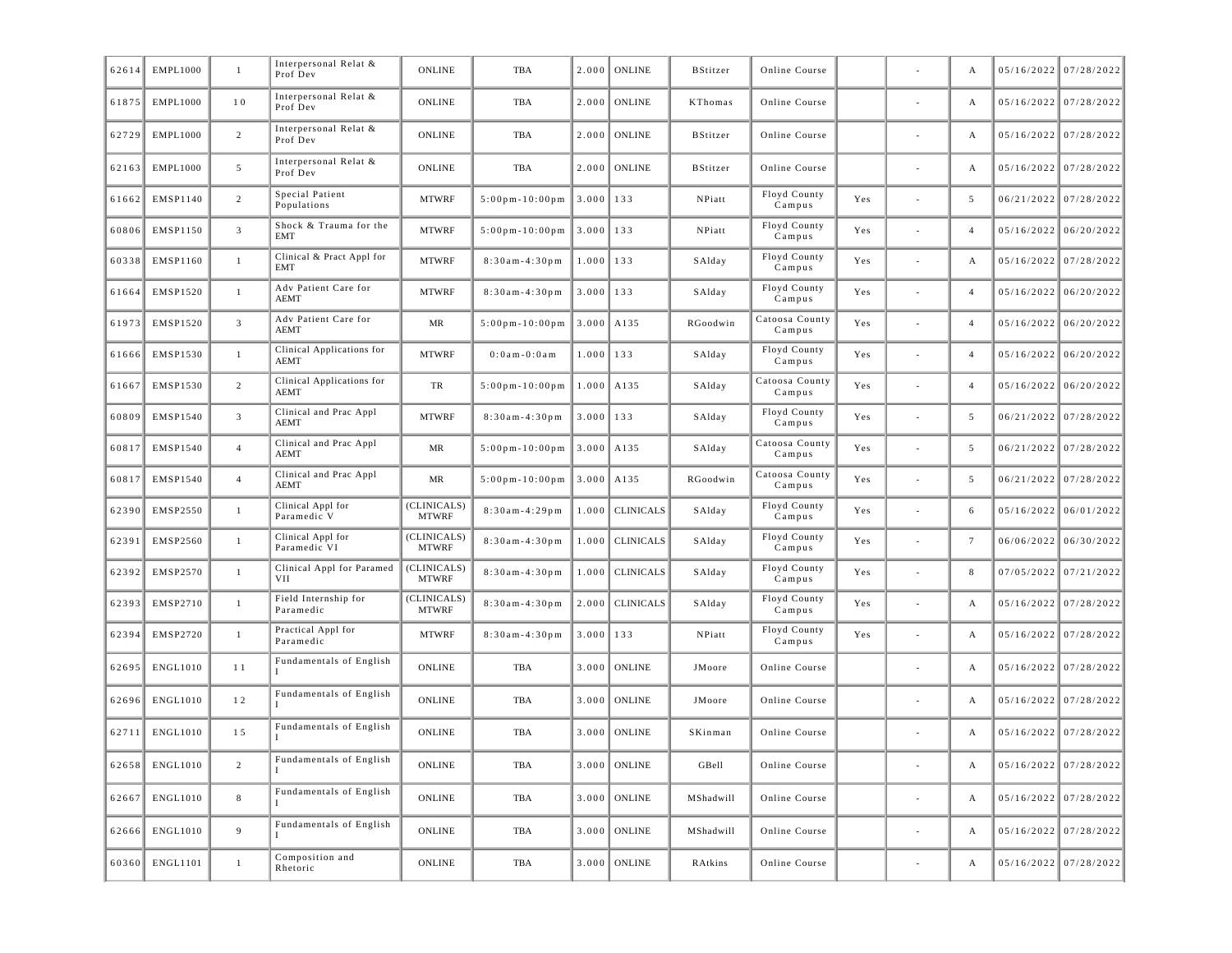| 62614 | EMPL1000 | 1 | Interpersonal Relat & Prof Dev | ONLINE | TBA | 2.000 | ONLINE | BStitzer | Online Course | | - | A | 05/16/2022 | 07/28/2022 |
|---|---|---|---|---|---|---|---|---|---|---|---|---|---|---|
| 61875 | EMPL1000 | 10 | Interpersonal Relat & Prof Dev | ONLINE | TBA | 2.000 | ONLINE | KThomas | Online Course | | - | A | 05/16/2022 | 07/28/2022 |
| 62729 | EMPL1000 | 2 | Interpersonal Relat & Prof Dev | ONLINE | TBA | 2.000 | ONLINE | BStitzer | Online Course | | - | A | 05/16/2022 | 07/28/2022 |
| 62163 | EMPL1000 | 5 | Interpersonal Relat & Prof Dev | ONLINE | TBA | 2.000 | ONLINE | BStitzer | Online Course | | - | A | 05/16/2022 | 07/28/2022 |
| 61662 | EMSP1140 | 2 | Special Patient Populations | MTWRF | 5:00pm-10:00pm | 3.000 | 133 | NPiatt | Floyd County Campus | Yes | - | 5 | 06/21/2022 | 07/28/2022 |
| 60806 | EMSP1150 | 3 | Shock & Trauma for the EMT | MTWRF | 5:00pm-10:00pm | 3.000 | 133 | NPiatt | Floyd County Campus | Yes | - | 4 | 05/16/2022 | 06/20/2022 |
| 60338 | EMSP1160 | 1 | Clinical & Pract Appl for EMT | MTWRF | 8:30am-4:30pm | 1.000 | 133 | SAlday | Floyd County Campus | Yes | - | A | 05/16/2022 | 07/28/2022 |
| 61664 | EMSP1520 | 1 | Adv Patient Care for AEMT | MTWRF | 8:30am-4:30pm | 3.000 | 133 | SAlday | Floyd County Campus | Yes | - | 4 | 05/16/2022 | 06/20/2022 |
| 61973 | EMSP1520 | 3 | Adv Patient Care for AEMT | MR | 5:00pm-10:00pm | 3.000 | A135 | RGoodwin | Catoosa County Campus | Yes | - | 4 | 05/16/2022 | 06/20/2022 |
| 61666 | EMSP1530 | 1 | Clinical Applications for AEMT | MTWRF | 0:0am-0:0am | 1.000 | 133 | SAlday | Floyd County Campus | Yes | - | 4 | 05/16/2022 | 06/20/2022 |
| 61667 | EMSP1530 | 2 | Clinical Applications for AEMT | TR | 5:00pm-10:00pm | 1.000 | A135 | SAlday | Catoosa County Campus | Yes | - | 4 | 05/16/2022 | 06/20/2022 |
| 60809 | EMSP1540 | 3 | Clinical and Prac Appl AEMT | MTWRF | 8:30am-4:30pm | 3.000 | 133 | SAlday | Floyd County Campus | Yes | - | 5 | 06/21/2022 | 07/28/2022 |
| 60817 | EMSP1540 | 4 | Clinical and Prac Appl AEMT | MR | 5:00pm-10:00pm | 3.000 | A135 | SAlday | Catoosa County Campus | Yes | - | 5 | 06/21/2022 | 07/28/2022 |
| 60817 | EMSP1540 | 4 | Clinical and Prac Appl AEMT | MR | 5:00pm-10:00pm | 3.000 | A135 | RGoodwin | Catoosa County Campus | Yes | - | 5 | 06/21/2022 | 07/28/2022 |
| 62390 | EMSP2550 | 1 | Clinical Appl for Paramedic V | (CLINICALS) MTWRF | 8:30am-4:29pm | 1.000 | CLINICALS | SAlday | Floyd County Campus | Yes | - | 6 | 05/16/2022 | 06/01/2022 |
| 62391 | EMSP2560 | 1 | Clinical Appl for Paramedic VI | (CLINICALS) MTWRF | 8:30am-4:30pm | 1.000 | CLINICALS | SAlday | Floyd County Campus | Yes | - | 7 | 06/06/2022 | 06/30/2022 |
| 62392 | EMSP2570 | 1 | Clinical Appl for Paramed VII | (CLINICALS) MTWRF | 8:30am-4:30pm | 1.000 | CLINICALS | SAlday | Floyd County Campus | Yes | - | 8 | 07/05/2022 | 07/21/2022 |
| 62393 | EMSP2710 | 1 | Field Internship for Paramedic | (CLINICALS) MTWRF | 8:30am-4:30pm | 2.000 | CLINICALS | SAlday | Floyd County Campus | Yes | - | A | 05/16/2022 | 07/28/2022 |
| 62394 | EMSP2720 | 1 | Practical Appl for Paramedic | MTWRF | 8:30am-4:30pm | 3.000 | 133 | NPiatt | Floyd County Campus | Yes | - | A | 05/16/2022 | 07/28/2022 |
| 62695 | ENGL1010 | 11 | Fundamentals of English I | ONLINE | TBA | 3.000 | ONLINE | JMoore | Online Course | | - | A | 05/16/2022 | 07/28/2022 |
| 62696 | ENGL1010 | 12 | Fundamentals of English I | ONLINE | TBA | 3.000 | ONLINE | JMoore | Online Course | | - | A | 05/16/2022 | 07/28/2022 |
| 62711 | ENGL1010 | 15 | Fundamentals of English I | ONLINE | TBA | 3.000 | ONLINE | SKinman | Online Course | | - | A | 05/16/2022 | 07/28/2022 |
| 62658 | ENGL1010 | 2 | Fundamentals of English I | ONLINE | TBA | 3.000 | ONLINE | GBell | Online Course | | - | A | 05/16/2022 | 07/28/2022 |
| 62667 | ENGL1010 | 8 | Fundamentals of English I | ONLINE | TBA | 3.000 | ONLINE | MShadwill | Online Course | | - | A | 05/16/2022 | 07/28/2022 |
| 62666 | ENGL1010 | 9 | Fundamentals of English I | ONLINE | TBA | 3.000 | ONLINE | MShadwill | Online Course | | - | A | 05/16/2022 | 07/28/2022 |
| 60360 | ENGL1101 | 1 | Composition and Rhetoric | ONLINE | TBA | 3.000 | ONLINE | RAtkins | Online Course | | - | A | 05/16/2022 | 07/28/2022 |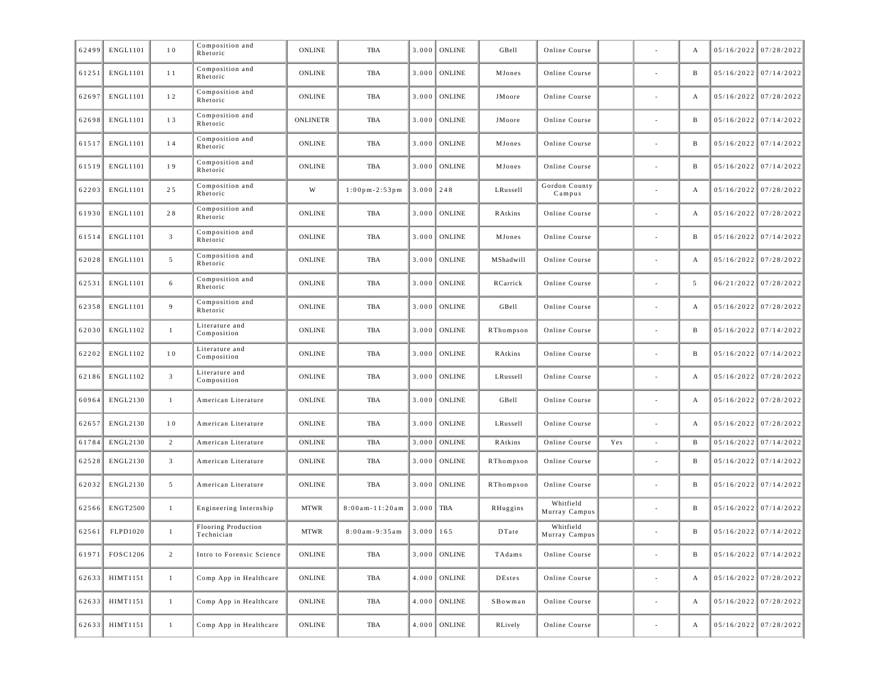| 62499 | ENGL1101 | 10 | Composition and Rhetoric | ONLINE | TBA | 3.000 | ONLINE | GBell | Online Course | | - | A | 05/16/2022 | 07/28/2022 |
|---|---|---|---|---|---|---|---|---|---|---|---|---|---|---|
| 61251 | ENGL1101 | 11 | Composition and Rhetoric | ONLINE | TBA | 3.000 | ONLINE | MJones | Online Course | | - | B | 05/16/2022 | 07/14/2022 |
| 62697 | ENGL1101 | 12 | Composition and Rhetoric | ONLINE | TBA | 3.000 | ONLINE | JMoore | Online Course | | - | A | 05/16/2022 | 07/28/2022 |
| 62698 | ENGL1101 | 13 | Composition and Rhetoric | ONLINETR | TBA | 3.000 | ONLINE | JMoore | Online Course | | - | B | 05/16/2022 | 07/14/2022 |
| 61517 | ENGL1101 | 14 | Composition and Rhetoric | ONLINE | TBA | 3.000 | ONLINE | MJones | Online Course | | - | B | 05/16/2022 | 07/14/2022 |
| 61519 | ENGL1101 | 19 | Composition and Rhetoric | ONLINE | TBA | 3.000 | ONLINE | MJones | Online Course | | - | B | 05/16/2022 | 07/14/2022 |
| 62203 | ENGL1101 | 25 | Composition and Rhetoric | W | 1:00pm-2:53pm | 3.000 | 248 | LRussell | Gordon County Campus | | - | A | 05/16/2022 | 07/28/2022 |
| 61930 | ENGL1101 | 28 | Composition and Rhetoric | ONLINE | TBA | 3.000 | ONLINE | RAtkins | Online Course | | - | A | 05/16/2022 | 07/28/2022 |
| 61514 | ENGL1101 | 3 | Composition and Rhetoric | ONLINE | TBA | 3.000 | ONLINE | MJones | Online Course | | - | B | 05/16/2022 | 07/14/2022 |
| 62028 | ENGL1101 | 5 | Composition and Rhetoric | ONLINE | TBA | 3.000 | ONLINE | MShadwill | Online Course | | - | A | 05/16/2022 | 07/28/2022 |
| 62531 | ENGL1101 | 6 | Composition and Rhetoric | ONLINE | TBA | 3.000 | ONLINE | RCarrick | Online Course | | - | 5 | 06/21/2022 | 07/28/2022 |
| 62358 | ENGL1101 | 9 | Composition and Rhetoric | ONLINE | TBA | 3.000 | ONLINE | GBell | Online Course | | - | A | 05/16/2022 | 07/28/2022 |
| 62030 | ENGL1102 | 1 | Literature and Composition | ONLINE | TBA | 3.000 | ONLINE | RThompson | Online Course | | - | B | 05/16/2022 | 07/14/2022 |
| 62202 | ENGL1102 | 10 | Literature and Composition | ONLINE | TBA | 3.000 | ONLINE | RAtkins | Online Course | | - | B | 05/16/2022 | 07/14/2022 |
| 62186 | ENGL1102 | 3 | Literature and Composition | ONLINE | TBA | 3.000 | ONLINE | LRussell | Online Course | | - | A | 05/16/2022 | 07/28/2022 |
| 60964 | ENGL2130 | 1 | American Literature | ONLINE | TBA | 3.000 | ONLINE | GBell | Online Course | | - | A | 05/16/2022 | 07/28/2022 |
| 62657 | ENGL2130 | 10 | American Literature | ONLINE | TBA | 3.000 | ONLINE | LRussell | Online Course | | - | A | 05/16/2022 | 07/28/2022 |
| 61784 | ENGL2130 | 2 | American Literature | ONLINE | TBA | 3.000 | ONLINE | RAtkins | Online Course | Yes | - | B | 05/16/2022 | 07/14/2022 |
| 62528 | ENGL2130 | 3 | American Literature | ONLINE | TBA | 3.000 | ONLINE | RThompson | Online Course | | - | B | 05/16/2022 | 07/14/2022 |
| 62032 | ENGL2130 | 5 | American Literature | ONLINE | TBA | 3.000 | ONLINE | RThompson | Online Course | | - | B | 05/16/2022 | 07/14/2022 |
| 62566 | ENGT2500 | 1 | Engineering Internship | MTWR | 8:00am-11:20am | 3.000 | TBA | RHuggins | Whitfield Murray Campus | | - | B | 05/16/2022 | 07/14/2022 |
| 62561 | FLPD1020 | 1 | Flooring Production Technician | MTWR | 8:00am-9:35am | 3.000 | 165 | DTate | Whitfield Murray Campus | | - | B | 05/16/2022 | 07/14/2022 |
| 61971 | FOSC1206 | 2 | Intro to Forensic Science | ONLINE | TBA | 3.000 | ONLINE | TAdams | Online Course | | - | B | 05/16/2022 | 07/14/2022 |
| 62633 | HIMT1151 | 1 | Comp App in Healthcare | ONLINE | TBA | 4.000 | ONLINE | DEstes | Online Course | | - | A | 05/16/2022 | 07/28/2022 |
| 62633 | HIMT1151 | 1 | Comp App in Healthcare | ONLINE | TBA | 4.000 | ONLINE | SBowman | Online Course | | - | A | 05/16/2022 | 07/28/2022 |
| 62633 | HIMT1151 | 1 | Comp App in Healthcare | ONLINE | TBA | 4.000 | ONLINE | RLively | Online Course | | - | A | 05/16/2022 | 07/28/2022 |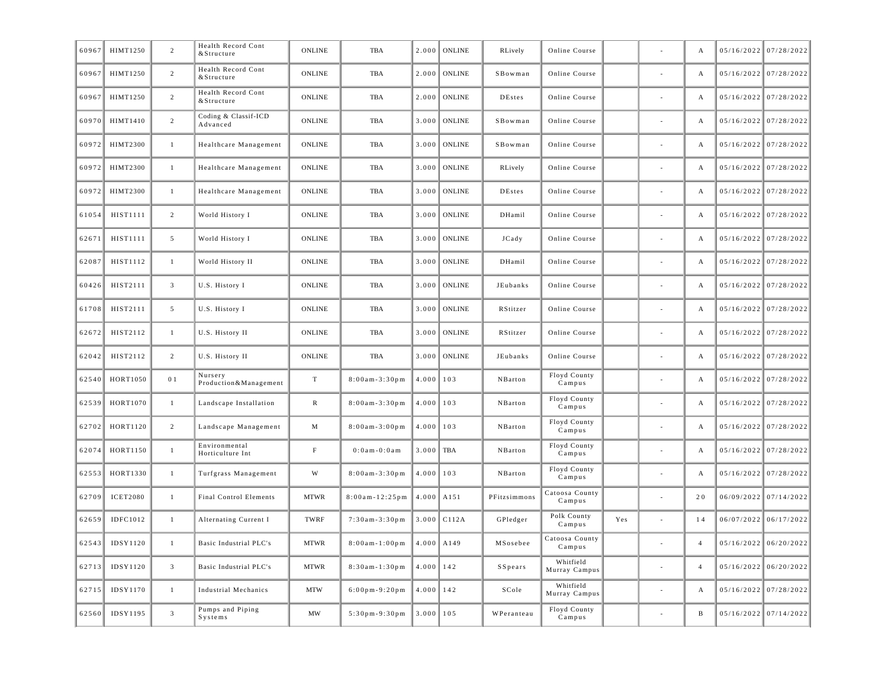| | | | | | | | | | | | | | | |
|---|---|---|---|---|---|---|---|---|---|---|---|---|---|---|
| 60967 | HIMT1250 | 2 | Health Record Cont &Structure | ONLINE | TBA | 2.000 | ONLINE | RLively | Online Course | | - | A | 05/16/2022 | 07/28/2022 |
| 60967 | HIMT1250 | 2 | Health Record Cont &Structure | ONLINE | TBA | 2.000 | ONLINE | SBowman | Online Course | | - | A | 05/16/2022 | 07/28/2022 |
| 60967 | HIMT1250 | 2 | Health Record Cont &Structure | ONLINE | TBA | 2.000 | ONLINE | DEstes | Online Course | | - | A | 05/16/2022 | 07/28/2022 |
| 60970 | HIMT1410 | 2 | Coding & Classif-ICD Advanced | ONLINE | TBA | 3.000 | ONLINE | SBowman | Online Course | | - | A | 05/16/2022 | 07/28/2022 |
| 60972 | HIMT2300 | 1 | Healthcare Management | ONLINE | TBA | 3.000 | ONLINE | SBowman | Online Course | | - | A | 05/16/2022 | 07/28/2022 |
| 60972 | HIMT2300 | 1 | Healthcare Management | ONLINE | TBA | 3.000 | ONLINE | RLively | Online Course | | - | A | 05/16/2022 | 07/28/2022 |
| 60972 | HIMT2300 | 1 | Healthcare Management | ONLINE | TBA | 3.000 | ONLINE | DEstes | Online Course | | - | A | 05/16/2022 | 07/28/2022 |
| 61054 | HIST1111 | 2 | World History I | ONLINE | TBA | 3.000 | ONLINE | DHamil | Online Course | | - | A | 05/16/2022 | 07/28/2022 |
| 62671 | HIST1111 | 5 | World History I | ONLINE | TBA | 3.000 | ONLINE | JCady | Online Course | | - | A | 05/16/2022 | 07/28/2022 |
| 62087 | HIST1112 | 1 | World History II | ONLINE | TBA | 3.000 | ONLINE | DHamil | Online Course | | - | A | 05/16/2022 | 07/28/2022 |
| 60426 | HIST2111 | 3 | U.S. History I | ONLINE | TBA | 3.000 | ONLINE | JEubanks | Online Course | | - | A | 05/16/2022 | 07/28/2022 |
| 61708 | HIST2111 | 5 | U.S. History I | ONLINE | TBA | 3.000 | ONLINE | RStitzer | Online Course | | - | A | 05/16/2022 | 07/28/2022 |
| 62672 | HIST2112 | 1 | U.S. History II | ONLINE | TBA | 3.000 | ONLINE | RStitzer | Online Course | | - | A | 05/16/2022 | 07/28/2022 |
| 62042 | HIST2112 | 2 | U.S. History II | ONLINE | TBA | 3.000 | ONLINE | JEubanks | Online Course | | - | A | 05/16/2022 | 07/28/2022 |
| 62540 | HORT1050 | 01 | Nursery Production&Management | T | 8:00am-3:30pm | 4.000 | 103 | NBarton | Floyd County Campus | | - | A | 05/16/2022 | 07/28/2022 |
| 62539 | HORT1070 | 1 | Landscape Installation | R | 8:00am-3:30pm | 4.000 | 103 | NBarton | Floyd County Campus | | - | A | 05/16/2022 | 07/28/2022 |
| 62702 | HORT1120 | 2 | Landscape Management | M | 8:00am-3:00pm | 4.000 | 103 | NBarton | Floyd County Campus | | - | A | 05/16/2022 | 07/28/2022 |
| 62074 | HORT1150 | 1 | Environmental Horticulture Int | F | 0:0am-0:0am | 3.000 | TBA | NBarton | Floyd County Campus | | - | A | 05/16/2022 | 07/28/2022 |
| 62553 | HORT1330 | 1 | Turfgrass Management | W | 8:00am-3:30pm | 4.000 | 103 | NBarton | Floyd County Campus | | - | A | 05/16/2022 | 07/28/2022 |
| 62709 | ICET2080 | 1 | Final Control Elements | MTWR | 8:00am-12:25pm | 4.000 | A151 | PFitzsimmons | Catoosa County Campus | | - | 20 | 06/09/2022 | 07/14/2022 |
| 62659 | IDFC1012 | 1 | Alternating Current I | TWRF | 7:30am-3:30pm | 3.000 | C112A | GPledger | Polk County Campus | Yes | - | 14 | 06/07/2022 | 06/17/2022 |
| 62543 | IDSY1120 | 1 | Basic Industrial PLC's | MTWR | 8:00am-1:00pm | 4.000 | A149 | MSosebee | Catoosa County Campus | | - | 4 | 05/16/2022 | 06/20/2022 |
| 62713 | IDSY1120 | 3 | Basic Industrial PLC's | MTWR | 8:30am-1:30pm | 4.000 | 142 | SSpears | Whitfield Murray Campus | | - | 4 | 05/16/2022 | 06/20/2022 |
| 62715 | IDSY1170 | 1 | Industrial Mechanics | MTW | 6:00pm-9:20pm | 4.000 | 142 | SCole | Whitfield Murray Campus | | - | A | 05/16/2022 | 07/28/2022 |
| 62560 | IDSY1195 | 3 | Pumps and Piping Systems | MW | 5:30pm-9:30pm | 3.000 | 105 | WPeranteau | Floyd County Campus | | - | B | 05/16/2022 | 07/14/2022 |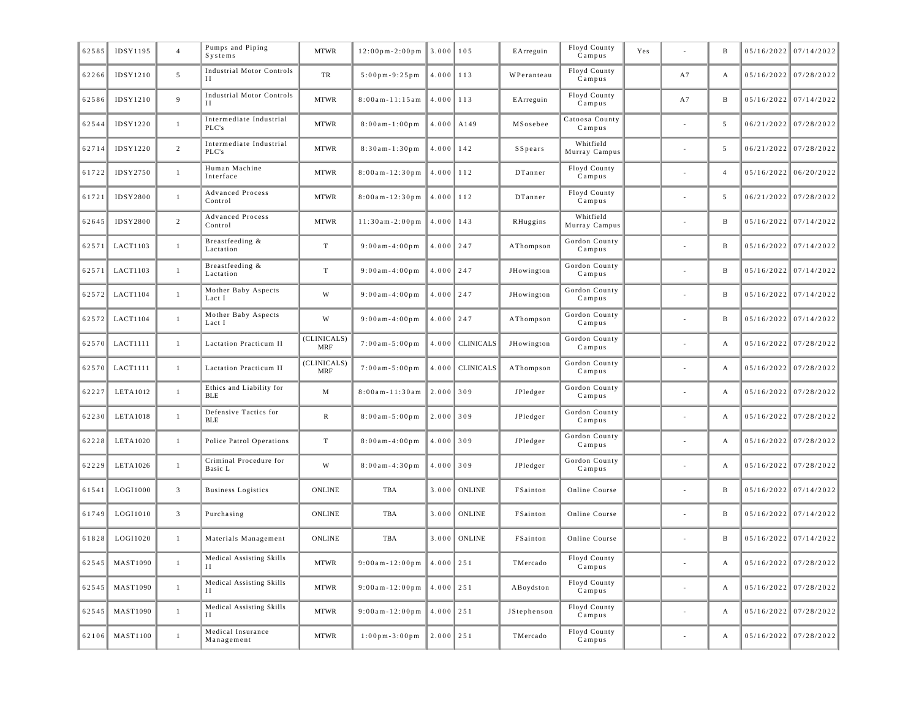| | | | | | | | | | | | | | | |
|---|---|---|---|---|---|---|---|---|---|---|---|---|---|---|
| 62585 | IDSY1195 | 4 | Pumps and Piping Systems | MTWR | 12:00pm-2:00pm | 3.000 | 105 | EArreguin | Floyd County Campus | Yes | - | B | 05/16/2022 | 07/14/2022 |
| 62266 | IDSY1210 | 5 | Industrial Motor Controls II | TR | 5:00pm-9:25pm | 4.000 | 113 | WPeranteau | Floyd County Campus | | A7 | A | 05/16/2022 | 07/28/2022 |
| 62586 | IDSY1210 | 9 | Industrial Motor Controls II | MTWR | 8:00am-11:15am | 4.000 | 113 | EArreguin | Floyd County Campus | | A7 | B | 05/16/2022 | 07/14/2022 |
| 62544 | IDSY1220 | 1 | Intermediate Industrial PLC's | MTWR | 8:00am-1:00pm | 4.000 | A149 | MSosebee | Catoosa County Campus | | - | 5 | 06/21/2022 | 07/28/2022 |
| 62714 | IDSY1220 | 2 | Intermediate Industrial PLC's | MTWR | 8:30am-1:30pm | 4.000 | 142 | SSpears | Whitfield Murray Campus | | - | 5 | 06/21/2022 | 07/28/2022 |
| 61722 | IDSY2750 | 1 | Human Machine Interface | MTWR | 8:00am-12:30pm | 4.000 | 112 | DTanner | Floyd County Campus | | - | 4 | 05/16/2022 | 06/20/2022 |
| 61721 | IDSY2800 | 1 | Advanced Process Control | MTWR | 8:00am-12:30pm | 4.000 | 112 | DTanner | Floyd County Campus | | - | 5 | 06/21/2022 | 07/28/2022 |
| 62645 | IDSY2800 | 2 | Advanced Process Control | MTWR | 11:30am-2:00pm | 4.000 | 143 | RHuggins | Whitfield Murray Campus | | - | B | 05/16/2022 | 07/14/2022 |
| 62571 | LACT1103 | 1 | Breastfeeding & Lactation | T | 9:00am-4:00pm | 4.000 | 247 | AThompson | Gordon County Campus | | - | B | 05/16/2022 | 07/14/2022 |
| 62571 | LACT1103 | 1 | Breastfeeding & Lactation | T | 9:00am-4:00pm | 4.000 | 247 | JHowington | Gordon County Campus | | - | B | 05/16/2022 | 07/14/2022 |
| 62572 | LACT1104 | 1 | Mother Baby Aspects Lact I | W | 9:00am-4:00pm | 4.000 | 247 | JHowington | Gordon County Campus | | - | B | 05/16/2022 | 07/14/2022 |
| 62572 | LACT1104 | 1 | Mother Baby Aspects Lact I | W | 9:00am-4:00pm | 4.000 | 247 | AThompson | Gordon County Campus | | - | B | 05/16/2022 | 07/14/2022 |
| 62570 | LACT1111 | 1 | Lactation Practicum II | (CLINICALS) MRF | 7:00am-5:00pm | 4.000 | CLINICALS | JHowington | Gordon County Campus | | - | A | 05/16/2022 | 07/28/2022 |
| 62570 | LACT1111 | 1 | Lactation Practicum II | (CLINICALS) MRF | 7:00am-5:00pm | 4.000 | CLINICALS | AThompson | Gordon County Campus | | - | A | 05/16/2022 | 07/28/2022 |
| 62227 | LETA1012 | 1 | Ethics and Liability for BLE | M | 8:00am-11:30am | 2.000 | 309 | JPledger | Gordon County Campus | | - | A | 05/16/2022 | 07/28/2022 |
| 62230 | LETA1018 | 1 | Defensive Tactics for BLE | R | 8:00am-5:00pm | 2.000 | 309 | JPledger | Gordon County Campus | | - | A | 05/16/2022 | 07/28/2022 |
| 62228 | LETA1020 | 1 | Police Patrol Operations | T | 8:00am-4:00pm | 4.000 | 309 | JPledger | Gordon County Campus | | - | A | 05/16/2022 | 07/28/2022 |
| 62229 | LETA1026 | 1 | Criminal Procedure for Basic L | W | 8:00am-4:30pm | 4.000 | 309 | JPledger | Gordon County Campus | | - | A | 05/16/2022 | 07/28/2022 |
| 61541 | LOGI1000 | 3 | Business Logistics | ONLINE | TBA | 3.000 | ONLINE | FSainton | Online Course | | - | B | 05/16/2022 | 07/14/2022 |
| 61749 | LOGI1010 | 3 | Purchasing | ONLINE | TBA | 3.000 | ONLINE | FSainton | Online Course | | - | B | 05/16/2022 | 07/14/2022 |
| 61828 | LOGI1020 | 1 | Materials Management | ONLINE | TBA | 3.000 | ONLINE | FSainton | Online Course | | - | B | 05/16/2022 | 07/14/2022 |
| 62545 | MAST1090 | 1 | Medical Assisting Skills II | MTWR | 9:00am-12:00pm | 4.000 | 251 | TMercado | Floyd County Campus | | - | A | 05/16/2022 | 07/28/2022 |
| 62545 | MAST1090 | 1 | Medical Assisting Skills II | MTWR | 9:00am-12:00pm | 4.000 | 251 | ABoydston | Floyd County Campus | | - | A | 05/16/2022 | 07/28/2022 |
| 62545 | MAST1090 | 1 | Medical Assisting Skills II | MTWR | 9:00am-12:00pm | 4.000 | 251 | JStephenson | Floyd County Campus | | - | A | 05/16/2022 | 07/28/2022 |
| 62106 | MAST1100 | 1 | Medical Insurance Management | MTWR | 1:00pm-3:00pm | 2.000 | 251 | TMercado | Floyd County Campus | | - | A | 05/16/2022 | 07/28/2022 |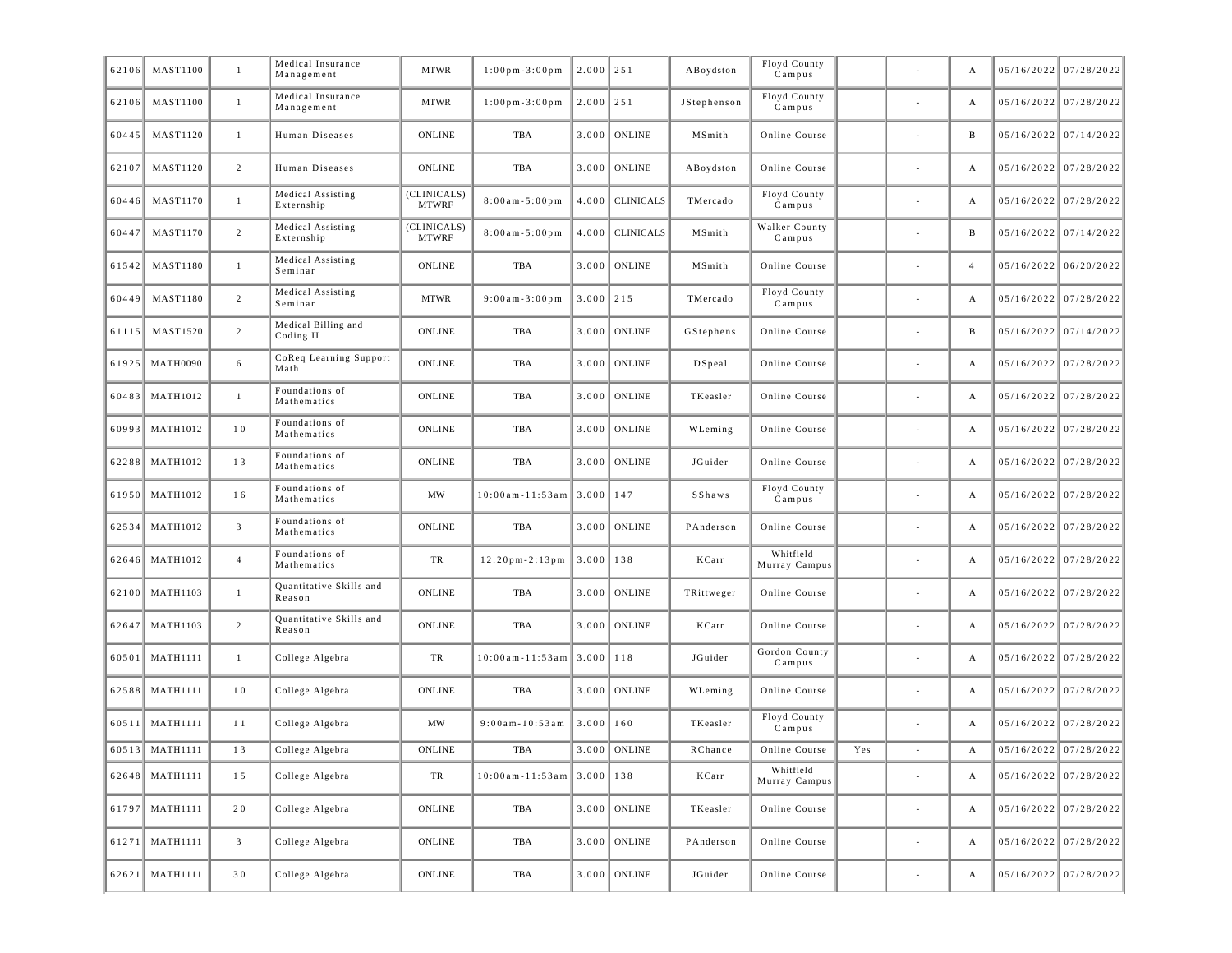| | | | | | | | | | | | | | | | |
|---|---|---|---|---|---|---|---|---|---|---|---|---|---|---|---|
| 62106 | MAST1100 | 1 | Medical Insurance Management | MTWR | 1:00pm-3:00pm | 2.000 | 251 | ABoydston | Floyd County Campus | | - | A | 05/16/2022 | 07/28/2022 |
| 62106 | MAST1100 | 1 | Medical Insurance Management | MTWR | 1:00pm-3:00pm | 2.000 | 251 | JStephenson | Floyd County Campus | | - | A | 05/16/2022 | 07/28/2022 |
| 60445 | MAST1120 | 1 | Human Diseases | ONLINE | TBA | 3.000 | ONLINE | MSmith | Online Course | | - | B | 05/16/2022 | 07/14/2022 |
| 62107 | MAST1120 | 2 | Human Diseases | ONLINE | TBA | 3.000 | ONLINE | ABoydston | Online Course | | - | A | 05/16/2022 | 07/28/2022 |
| 60446 | MAST1170 | 1 | Medical Assisting Externship | (CLINICALS) MTWRF | 8:00am-5:00pm | 4.000 | CLINICALS | TMercado | Floyd County Campus | | - | A | 05/16/2022 | 07/28/2022 |
| 60447 | MAST1170 | 2 | Medical Assisting Externship | (CLINICALS) MTWRF | 8:00am-5:00pm | 4.000 | CLINICALS | MSmith | Walker County Campus | | - | B | 05/16/2022 | 07/14/2022 |
| 61542 | MAST1180 | 1 | Medical Assisting Seminar | ONLINE | TBA | 3.000 | ONLINE | MSmith | Online Course | | - | 4 | 05/16/2022 | 06/20/2022 |
| 60449 | MAST1180 | 2 | Medical Assisting Seminar | MTWR | 9:00am-3:00pm | 3.000 | 215 | TMercado | Floyd County Campus | | - | A | 05/16/2022 | 07/28/2022 |
| 61115 | MAST1520 | 2 | Medical Billing and Coding II | ONLINE | TBA | 3.000 | ONLINE | GStephens | Online Course | | - | B | 05/16/2022 | 07/14/2022 |
| 61925 | MATH0090 | 6 | CoReq Learning Support Math | ONLINE | TBA | 3.000 | ONLINE | DSpeal | Online Course | | - | A | 05/16/2022 | 07/28/2022 |
| 60483 | MATH1012 | 1 | Foundations of Mathematics | ONLINE | TBA | 3.000 | ONLINE | TKeasler | Online Course | | - | A | 05/16/2022 | 07/28/2022 |
| 60993 | MATH1012 | 10 | Foundations of Mathematics | ONLINE | TBA | 3.000 | ONLINE | WLeming | Online Course | | - | A | 05/16/2022 | 07/28/2022 |
| 62288 | MATH1012 | 13 | Foundations of Mathematics | ONLINE | TBA | 3.000 | ONLINE | JGuider | Online Course | | - | A | 05/16/2022 | 07/28/2022 |
| 61950 | MATH1012 | 16 | Foundations of Mathematics | MW | 10:00am-11:53am | 3.000 | 147 | SShaws | Floyd County Campus | | - | A | 05/16/2022 | 07/28/2022 |
| 62534 | MATH1012 | 3 | Foundations of Mathematics | ONLINE | TBA | 3.000 | ONLINE | PAnderson | Online Course | | - | A | 05/16/2022 | 07/28/2022 |
| 62646 | MATH1012 | 4 | Foundations of Mathematics | TR | 12:20pm-2:13pm | 3.000 | 138 | KCarr | Whitfield Murray Campus | | - | A | 05/16/2022 | 07/28/2022 |
| 62100 | MATH1103 | 1 | Quantitative Skills and Reason | ONLINE | TBA | 3.000 | ONLINE | TRittweger | Online Course | | - | A | 05/16/2022 | 07/28/2022 |
| 62647 | MATH1103 | 2 | Quantitative Skills and Reason | ONLINE | TBA | 3.000 | ONLINE | KCarr | Online Course | | - | A | 05/16/2022 | 07/28/2022 |
| 60501 | MATH1111 | 1 | College Algebra | TR | 10:00am-11:53am | 3.000 | 118 | JGuider | Gordon County Campus | | - | A | 05/16/2022 | 07/28/2022 |
| 62588 | MATH1111 | 10 | College Algebra | ONLINE | TBA | 3.000 | ONLINE | WLeming | Online Course | | - | A | 05/16/2022 | 07/28/2022 |
| 60511 | MATH1111 | 11 | College Algebra | MW | 9:00am-10:53am | 3.000 | 160 | TKeasler | Floyd County Campus | | - | A | 05/16/2022 | 07/28/2022 |
| 60513 | MATH1111 | 13 | College Algebra | ONLINE | TBA | 3.000 | ONLINE | RChance | Online Course | Yes | - | A | 05/16/2022 | 07/28/2022 |
| 62648 | MATH1111 | 15 | College Algebra | TR | 10:00am-11:53am | 3.000 | 138 | KCarr | Whitfield Murray Campus | | - | A | 05/16/2022 | 07/28/2022 |
| 61797 | MATH1111 | 20 | College Algebra | ONLINE | TBA | 3.000 | ONLINE | TKeasler | Online Course | | - | A | 05/16/2022 | 07/28/2022 |
| 61271 | MATH1111 | 3 | College Algebra | ONLINE | TBA | 3.000 | ONLINE | PAnderson | Online Course | | - | A | 05/16/2022 | 07/28/2022 |
| 62621 | MATH1111 | 30 | College Algebra | ONLINE | TBA | 3.000 | ONLINE | JGuider | Online Course | | - | A | 05/16/2022 | 07/28/2022 |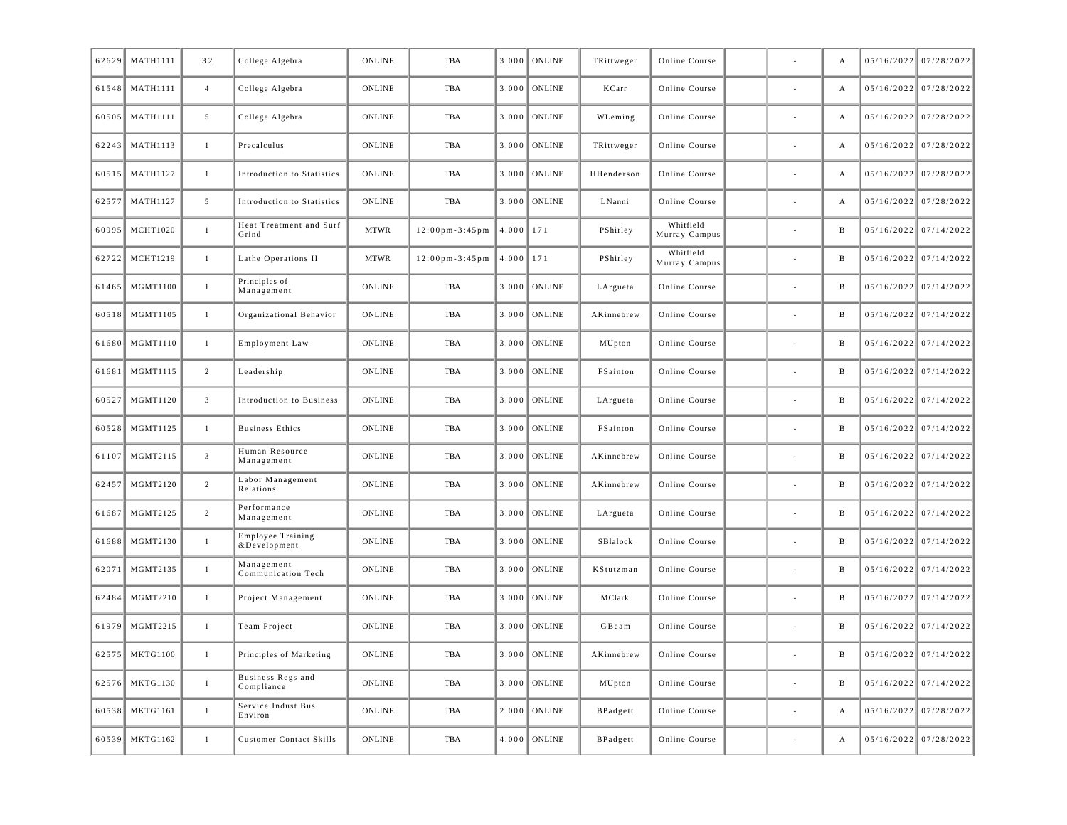| | | | | | | | | | | | | | | |
|---|---|---|---|---|---|---|---|---|---|---|---|---|---|---|
| 62629 | MATH1111 | 32 | College Algebra | ONLINE | TBA | 3.000 | ONLINE | TRittweger | Online Course | | - | A | 05/16/2022 | 07/28/2022 |
| 61548 | MATH1111 | 4 | College Algebra | ONLINE | TBA | 3.000 | ONLINE | KCarr | Online Course | | - | A | 05/16/2022 | 07/28/2022 |
| 60505 | MATH1111 | 5 | College Algebra | ONLINE | TBA | 3.000 | ONLINE | WLeming | Online Course | | - | A | 05/16/2022 | 07/28/2022 |
| 62243 | MATH1113 | 1 | Precalculus | ONLINE | TBA | 3.000 | ONLINE | TRittweger | Online Course | | - | A | 05/16/2022 | 07/28/2022 |
| 60515 | MATH1127 | 1 | Introduction to Statistics | ONLINE | TBA | 3.000 | ONLINE | HHenderson | Online Course | | - | A | 05/16/2022 | 07/28/2022 |
| 62577 | MATH1127 | 5 | Introduction to Statistics | ONLINE | TBA | 3.000 | ONLINE | LNanni | Online Course | | - | A | 05/16/2022 | 07/28/2022 |
| 60995 | MCHT1020 | 1 | Heat Treatment and Surf Grind | MTWR | 12:00pm-3:45pm | 4.000 | 171 | PShirley | Whitfield Murray Campus | | - | B | 05/16/2022 | 07/14/2022 |
| 62722 | MCHT1219 | 1 | Lathe Operations II | MTWR | 12:00pm-3:45pm | 4.000 | 171 | PShirley | Whitfield Murray Campus | | - | B | 05/16/2022 | 07/14/2022 |
| 61465 | MGMT1100 | 1 | Principles of Management | ONLINE | TBA | 3.000 | ONLINE | LArgueta | Online Course | | - | B | 05/16/2022 | 07/14/2022 |
| 60518 | MGMT1105 | 1 | Organizational Behavior | ONLINE | TBA | 3.000 | ONLINE | AKinnebrew | Online Course | | - | B | 05/16/2022 | 07/14/2022 |
| 61680 | MGMT1110 | 1 | Employment Law | ONLINE | TBA | 3.000 | ONLINE | MUpton | Online Course | | - | B | 05/16/2022 | 07/14/2022 |
| 61681 | MGMT1115 | 2 | Leadership | ONLINE | TBA | 3.000 | ONLINE | FSainton | Online Course | | - | B | 05/16/2022 | 07/14/2022 |
| 60527 | MGMT1120 | 3 | Introduction to Business | ONLINE | TBA | 3.000 | ONLINE | LArgueta | Online Course | | - | B | 05/16/2022 | 07/14/2022 |
| 60528 | MGMT1125 | 1 | Business Ethics | ONLINE | TBA | 3.000 | ONLINE | FSainton | Online Course | | - | B | 05/16/2022 | 07/14/2022 |
| 61107 | MGMT2115 | 3 | Human Resource Management | ONLINE | TBA | 3.000 | ONLINE | AKinnebrew | Online Course | | - | B | 05/16/2022 | 07/14/2022 |
| 62457 | MGMT2120 | 2 | Labor Management Relations | ONLINE | TBA | 3.000 | ONLINE | AKinnebrew | Online Course | | - | B | 05/16/2022 | 07/14/2022 |
| 61687 | MGMT2125 | 2 | Performance Management | ONLINE | TBA | 3.000 | ONLINE | LArgueta | Online Course | | - | B | 05/16/2022 | 07/14/2022 |
| 61688 | MGMT2130 | 1 | Employee Training &Development | ONLINE | TBA | 3.000 | ONLINE | SBlalock | Online Course | | - | B | 05/16/2022 | 07/14/2022 |
| 62071 | MGMT2135 | 1 | Management Communication Tech | ONLINE | TBA | 3.000 | ONLINE | KStutzman | Online Course | | - | B | 05/16/2022 | 07/14/2022 |
| 62484 | MGMT2210 | 1 | Project Management | ONLINE | TBA | 3.000 | ONLINE | MClark | Online Course | | - | B | 05/16/2022 | 07/14/2022 |
| 61979 | MGMT2215 | 1 | Team Project | ONLINE | TBA | 3.000 | ONLINE | GBeam | Online Course | | - | B | 05/16/2022 | 07/14/2022 |
| 62575 | MKTG1100 | 1 | Principles of Marketing | ONLINE | TBA | 3.000 | ONLINE | AKinnebrew | Online Course | | - | B | 05/16/2022 | 07/14/2022 |
| 62576 | MKTG1130 | 1 | Business Regs and Compliance | ONLINE | TBA | 3.000 | ONLINE | MUpton | Online Course | | - | B | 05/16/2022 | 07/14/2022 |
| 60538 | MKTG1161 | 1 | Service Indust Bus Environ | ONLINE | TBA | 2.000 | ONLINE | BPadgett | Online Course | | - | A | 05/16/2022 | 07/28/2022 |
| 60539 | MKTG1162 | 1 | Customer Contact Skills | ONLINE | TBA | 4.000 | ONLINE | BPadgett | Online Course | | - | A | 05/16/2022 | 07/28/2022 |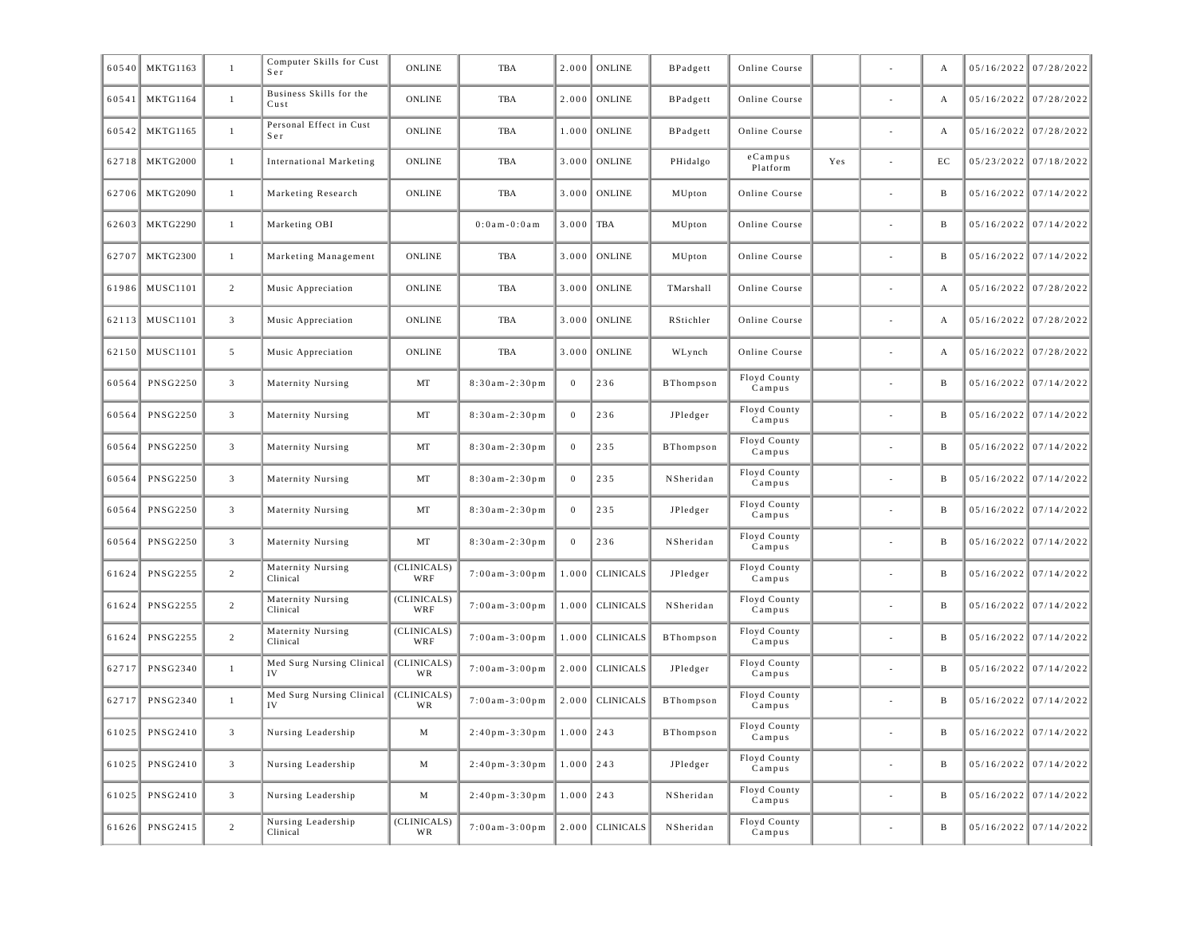| | | | | | | | | | | | | | | |
|---|---|---|---|---|---|---|---|---|---|---|---|---|---|---|
| 60540 | MKTG1163 | 1 | Computer Skills for Cust Ser | ONLINE | TBA | 2.000 | ONLINE | BPadgett | Online Course | | - | A | 05/16/2022 | 07/28/2022 |
| 60541 | MKTG1164 | 1 | Business Skills for the Cust | ONLINE | TBA | 2.000 | ONLINE | BPadgett | Online Course | | - | A | 05/16/2022 | 07/28/2022 |
| 60542 | MKTG1165 | 1 | Personal Effect in Cust Ser | ONLINE | TBA | 1.000 | ONLINE | BPadgett | Online Course | | - | A | 05/16/2022 | 07/28/2022 |
| 62718 | MKTG2000 | 1 | International Marketing | ONLINE | TBA | 3.000 | ONLINE | PHidalgo | eCampus Platform | Yes | - | EC | 05/23/2022 | 07/18/2022 |
| 62706 | MKTG2090 | 1 | Marketing Research | ONLINE | TBA | 3.000 | ONLINE | MUpton | Online Course | | - | B | 05/16/2022 | 07/14/2022 |
| 62603 | MKTG2290 | 1 | Marketing OBI | | 0:0am-0:0am | 3.000 | TBA | MUpton | Online Course | | - | B | 05/16/2022 | 07/14/2022 |
| 62707 | MKTG2300 | 1 | Marketing Management | ONLINE | TBA | 3.000 | ONLINE | MUpton | Online Course | | - | B | 05/16/2022 | 07/14/2022 |
| 61986 | MUSC1101 | 2 | Music Appreciation | ONLINE | TBA | 3.000 | ONLINE | TMarshall | Online Course | | - | A | 05/16/2022 | 07/28/2022 |
| 62113 | MUSC1101 | 3 | Music Appreciation | ONLINE | TBA | 3.000 | ONLINE | RStichler | Online Course | | - | A | 05/16/2022 | 07/28/2022 |
| 62150 | MUSC1101 | 5 | Music Appreciation | ONLINE | TBA | 3.000 | ONLINE | WLynch | Online Course | | - | A | 05/16/2022 | 07/28/2022 |
| 60564 | PNSG2250 | 3 | Maternity Nursing | MT | 8:30am-2:30pm | 0 | 236 | BThompson | Floyd County Campus | | - | B | 05/16/2022 | 07/14/2022 |
| 60564 | PNSG2250 | 3 | Maternity Nursing | MT | 8:30am-2:30pm | 0 | 236 | JPledger | Floyd County Campus | | - | B | 05/16/2022 | 07/14/2022 |
| 60564 | PNSG2250 | 3 | Maternity Nursing | MT | 8:30am-2:30pm | 0 | 235 | BThompson | Floyd County Campus | | - | B | 05/16/2022 | 07/14/2022 |
| 60564 | PNSG2250 | 3 | Maternity Nursing | MT | 8:30am-2:30pm | 0 | 235 | NSheridan | Floyd County Campus | | - | B | 05/16/2022 | 07/14/2022 |
| 60564 | PNSG2250 | 3 | Maternity Nursing | MT | 8:30am-2:30pm | 0 | 235 | JPledger | Floyd County Campus | | - | B | 05/16/2022 | 07/14/2022 |
| 60564 | PNSG2250 | 3 | Maternity Nursing | MT | 8:30am-2:30pm | 0 | 236 | NSheridan | Floyd County Campus | | - | B | 05/16/2022 | 07/14/2022 |
| 61624 | PNSG2255 | 2 | Maternity Nursing Clinical | (CLINICALS) WRF | 7:00am-3:00pm | 1.000 | CLINICALS | JPledger | Floyd County Campus | | - | B | 05/16/2022 | 07/14/2022 |
| 61624 | PNSG2255 | 2 | Maternity Nursing Clinical | (CLINICALS) WRF | 7:00am-3:00pm | 1.000 | CLINICALS | NSheridan | Floyd County Campus | | - | B | 05/16/2022 | 07/14/2022 |
| 61624 | PNSG2255 | 2 | Maternity Nursing Clinical | (CLINICALS) WRF | 7:00am-3:00pm | 1.000 | CLINICALS | BThompson | Floyd County Campus | | - | B | 05/16/2022 | 07/14/2022 |
| 62717 | PNSG2340 | 1 | Med Surg Nursing Clinical IV | (CLINICALS) WR | 7:00am-3:00pm | 2.000 | CLINICALS | JPledger | Floyd County Campus | | - | B | 05/16/2022 | 07/14/2022 |
| 62717 | PNSG2340 | 1 | Med Surg Nursing Clinical IV | (CLINICALS) WR | 7:00am-3:00pm | 2.000 | CLINICALS | BThompson | Floyd County Campus | | - | B | 05/16/2022 | 07/14/2022 |
| 61025 | PNSG2410 | 3 | Nursing Leadership | M | 2:40pm-3:30pm | 1.000 | 243 | BThompson | Floyd County Campus | | - | B | 05/16/2022 | 07/14/2022 |
| 61025 | PNSG2410 | 3 | Nursing Leadership | M | 2:40pm-3:30pm | 1.000 | 243 | JPledger | Floyd County Campus | | - | B | 05/16/2022 | 07/14/2022 |
| 61025 | PNSG2410 | 3 | Nursing Leadership | M | 2:40pm-3:30pm | 1.000 | 243 | NSheridan | Floyd County Campus | | - | B | 05/16/2022 | 07/14/2022 |
| 61626 | PNSG2415 | 2 | Nursing Leadership Clinical | (CLINICALS) WR | 7:00am-3:00pm | 2.000 | CLINICALS | NSheridan | Floyd County Campus | | - | B | 05/16/2022 | 07/14/2022 |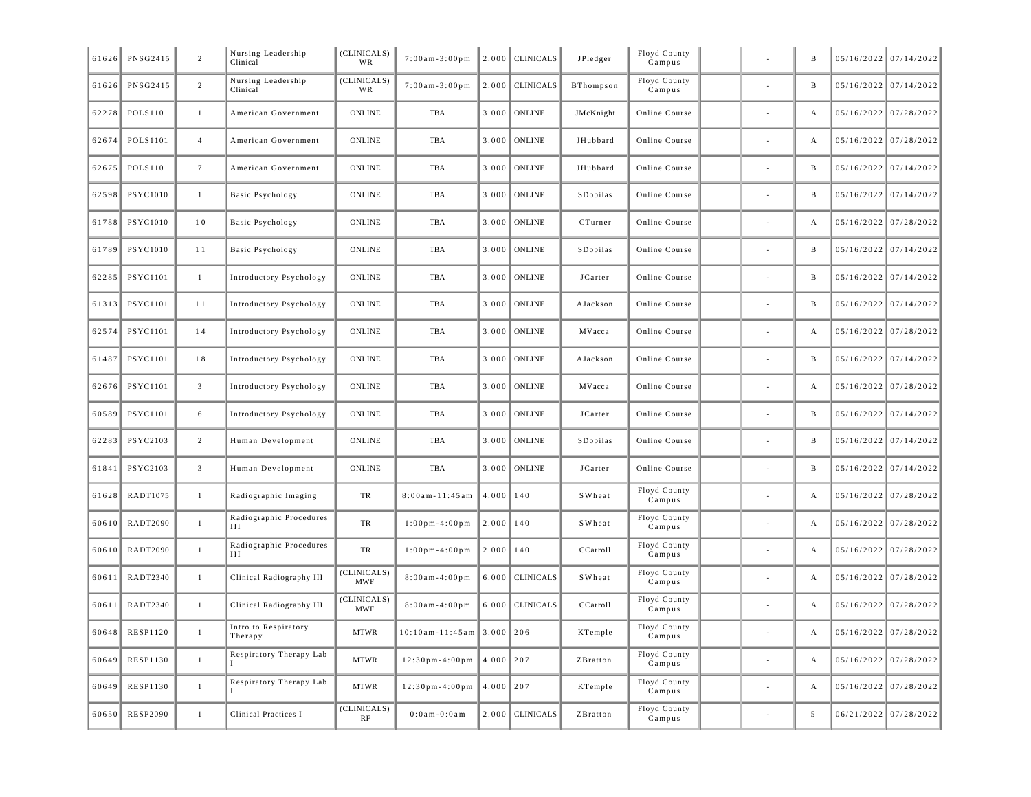| 61626 | PNSG2415 | 2 | Nursing Leadership Clinical | (CLINICALS) WR | 7:00am-3:00pm | 2.000 | CLINICALS | JPledger | Floyd County Campus | | - | B | 05/16/2022 | 07/14/2022 |
|---|---|---|---|---|---|---|---|---|---|---|---|---|---|---|
| 61626 | PNSG2415 | 2 | Nursing Leadership Clinical | (CLINICALS) WR | 7:00am-3:00pm | 2.000 | CLINICALS | BThompson | Floyd County Campus | | - | B | 05/16/2022 | 07/14/2022 |
| 62278 | POLS1101 | 1 | American Government | ONLINE | TBA | 3.000 | ONLINE | JMcKnight | Online Course | | - | A | 05/16/2022 | 07/28/2022 |
| 62674 | POLS1101 | 4 | American Government | ONLINE | TBA | 3.000 | ONLINE | JHubbard | Online Course | | - | A | 05/16/2022 | 07/28/2022 |
| 62675 | POLS1101 | 7 | American Government | ONLINE | TBA | 3.000 | ONLINE | JHubbard | Online Course | | - | B | 05/16/2022 | 07/14/2022 |
| 62598 | PSYC1010 | 1 | Basic Psychology | ONLINE | TBA | 3.000 | ONLINE | SDobilas | Online Course | | - | B | 05/16/2022 | 07/14/2022 |
| 61788 | PSYC1010 | 10 | Basic Psychology | ONLINE | TBA | 3.000 | ONLINE | CTurner | Online Course | | - | A | 05/16/2022 | 07/28/2022 |
| 61789 | PSYC1010 | 11 | Basic Psychology | ONLINE | TBA | 3.000 | ONLINE | SDobilas | Online Course | | - | B | 05/16/2022 | 07/14/2022 |
| 62285 | PSYC1101 | 1 | Introductory Psychology | ONLINE | TBA | 3.000 | ONLINE | JCarter | Online Course | | - | B | 05/16/2022 | 07/14/2022 |
| 61313 | PSYC1101 | 11 | Introductory Psychology | ONLINE | TBA | 3.000 | ONLINE | AJackson | Online Course | | - | B | 05/16/2022 | 07/14/2022 |
| 62574 | PSYC1101 | 14 | Introductory Psychology | ONLINE | TBA | 3.000 | ONLINE | MVacca | Online Course | | - | A | 05/16/2022 | 07/28/2022 |
| 61487 | PSYC1101 | 18 | Introductory Psychology | ONLINE | TBA | 3.000 | ONLINE | AJackson | Online Course | | - | B | 05/16/2022 | 07/14/2022 |
| 62676 | PSYC1101 | 3 | Introductory Psychology | ONLINE | TBA | 3.000 | ONLINE | MVacca | Online Course | | - | A | 05/16/2022 | 07/28/2022 |
| 60589 | PSYC1101 | 6 | Introductory Psychology | ONLINE | TBA | 3.000 | ONLINE | JCarter | Online Course | | - | B | 05/16/2022 | 07/14/2022 |
| 62283 | PSYC2103 | 2 | Human Development | ONLINE | TBA | 3.000 | ONLINE | SDobilas | Online Course | | - | B | 05/16/2022 | 07/14/2022 |
| 61841 | PSYC2103 | 3 | Human Development | ONLINE | TBA | 3.000 | ONLINE | JCarter | Online Course | | - | B | 05/16/2022 | 07/14/2022 |
| 61628 | RADT1075 | 1 | Radiographic Imaging | TR | 8:00am-11:45am | 4.000 | 140 | SWheat | Floyd County Campus | | - | A | 05/16/2022 | 07/28/2022 |
| 60610 | RADT2090 | 1 | Radiographic Procedures III | TR | 1:00pm-4:00pm | 2.000 | 140 | SWheat | Floyd County Campus | | - | A | 05/16/2022 | 07/28/2022 |
| 60610 | RADT2090 | 1 | Radiographic Procedures III | TR | 1:00pm-4:00pm | 2.000 | 140 | CCarroll | Floyd County Campus | | - | A | 05/16/2022 | 07/28/2022 |
| 60611 | RADT2340 | 1 | Clinical Radiography III | (CLINICALS) MWF | 8:00am-4:00pm | 6.000 | CLINICALS | SWheat | Floyd County Campus | | - | A | 05/16/2022 | 07/28/2022 |
| 60611 | RADT2340 | 1 | Clinical Radiography III | (CLINICALS) MWF | 8:00am-4:00pm | 6.000 | CLINICALS | CCarroll | Floyd County Campus | | - | A | 05/16/2022 | 07/28/2022 |
| 60648 | RESP1120 | 1 | Intro to Respiratory Therapy | MTWR | 10:10am-11:45am | 3.000 | 206 | KTemple | Floyd County Campus | | - | A | 05/16/2022 | 07/28/2022 |
| 60649 | RESP1130 | 1 | Respiratory Therapy Lab I | MTWR | 12:30pm-4:00pm | 4.000 | 207 | ZBratton | Floyd County Campus | | - | A | 05/16/2022 | 07/28/2022 |
| 60649 | RESP1130 | 1 | Respiratory Therapy Lab I | MTWR | 12:30pm-4:00pm | 4.000 | 207 | KTemple | Floyd County Campus | | - | A | 05/16/2022 | 07/28/2022 |
| 60650 | RESP2090 | 1 | Clinical Practices I | (CLINICALS) RF | 0:0am-0:0am | 2.000 | CLINICALS | ZBratton | Floyd County Campus | | - | 5 | 06/21/2022 | 07/28/2022 |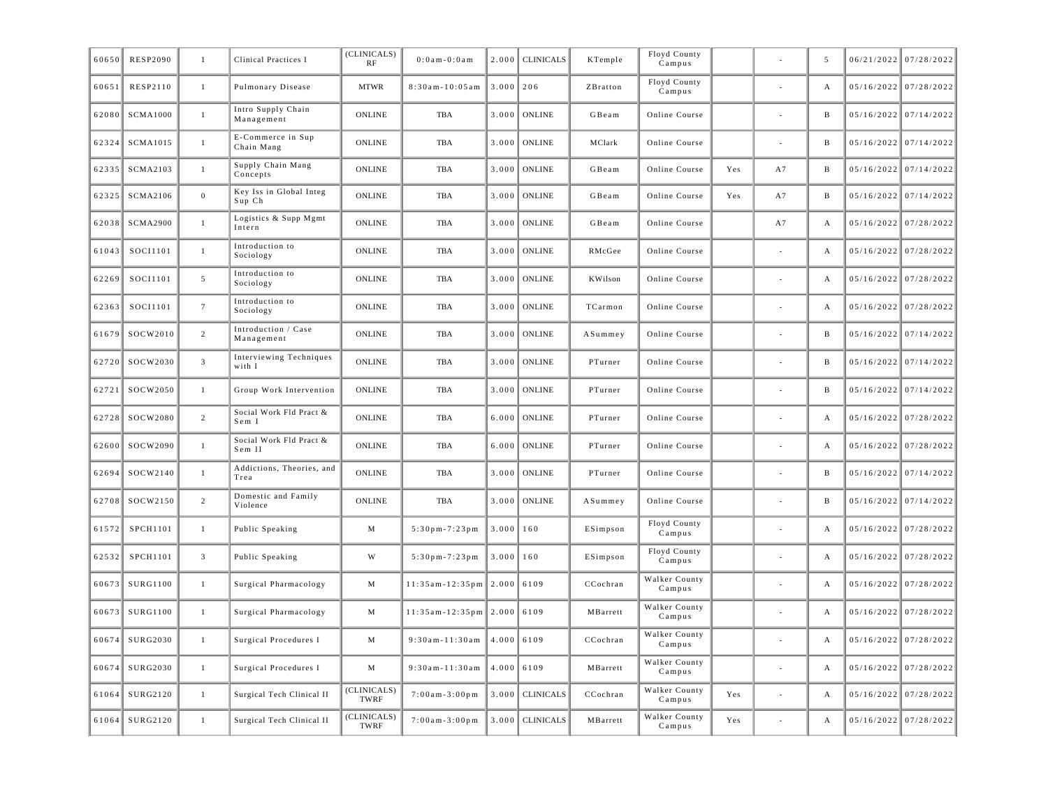| | | | | | | | | | | | | | | |
|---|---|---|---|---|---|---|---|---|---|---|---|---|---|---|
| 60650 | RESP2090 | 1 | Clinical Practices I | (CLINICALS) RF | 0:0am-0:0am | 2.000 | CLINICALS | KTemple | Floyd County Campus | | - | 5 | 06/21/2022 | 07/28/2022 |
| 60651 | RESP2110 | 1 | Pulmonary Disease | MTWR | 8:30am-10:05am | 3.000 | 206 | ZBratton | Floyd County Campus | | - | A | 05/16/2022 | 07/28/2022 |
| 62080 | SCMA1000 | 1 | Intro Supply Chain Management | ONLINE | TBA | 3.000 | ONLINE | GBeam | Online Course | | - | B | 05/16/2022 | 07/14/2022 |
| 62324 | SCMA1015 | 1 | E-Commerce in Sup Chain Mang | ONLINE | TBA | 3.000 | ONLINE | MClark | Online Course | | - | B | 05/16/2022 | 07/14/2022 |
| 62335 | SCMA2103 | 1 | Supply Chain Mang Concepts | ONLINE | TBA | 3.000 | ONLINE | GBeam | Online Course | Yes | A7 | B | 05/16/2022 | 07/14/2022 |
| 62325 | SCMA2106 | 0 | Key Iss in Global Integ Sup Ch | ONLINE | TBA | 3.000 | ONLINE | GBeam | Online Course | Yes | A7 | B | 05/16/2022 | 07/14/2022 |
| 62038 | SCMA2900 | 1 | Logistics & Supp Mgmt Intern | ONLINE | TBA | 3.000 | ONLINE | GBeam | Online Course | | A7 | A | 05/16/2022 | 07/28/2022 |
| 61043 | SOCI1101 | 1 | Introduction to Sociology | ONLINE | TBA | 3.000 | ONLINE | RMcGee | Online Course | | - | A | 05/16/2022 | 07/28/2022 |
| 62269 | SOCI1101 | 5 | Introduction to Sociology | ONLINE | TBA | 3.000 | ONLINE | KWilson | Online Course | | - | A | 05/16/2022 | 07/28/2022 |
| 62363 | SOCI1101 | 7 | Introduction to Sociology | ONLINE | TBA | 3.000 | ONLINE | TCarmon | Online Course | | - | A | 05/16/2022 | 07/28/2022 |
| 61679 | SOCW2010 | 2 | Introduction / Case Management | ONLINE | TBA | 3.000 | ONLINE | ASummey | Online Course | | - | B | 05/16/2022 | 07/14/2022 |
| 62720 | SOCW2030 | 3 | Interviewing Techniques with I | ONLINE | TBA | 3.000 | ONLINE | PTurner | Online Course | | - | B | 05/16/2022 | 07/14/2022 |
| 62721 | SOCW2050 | 1 | Group Work Intervention | ONLINE | TBA | 3.000 | ONLINE | PTurner | Online Course | | - | B | 05/16/2022 | 07/14/2022 |
| 62728 | SOCW2080 | 2 | Social Work Fld Pract & Sem I | ONLINE | TBA | 6.000 | ONLINE | PTurner | Online Course | | - | A | 05/16/2022 | 07/28/2022 |
| 62600 | SOCW2090 | 1 | Social Work Fld Pract & Sem II | ONLINE | TBA | 6.000 | ONLINE | PTurner | Online Course | | - | A | 05/16/2022 | 07/28/2022 |
| 62694 | SOCW2140 | 1 | Addictions, Theories, and Trea | ONLINE | TBA | 3.000 | ONLINE | PTurner | Online Course | | - | B | 05/16/2022 | 07/14/2022 |
| 62708 | SOCW2150 | 2 | Domestic and Family Violence | ONLINE | TBA | 3.000 | ONLINE | ASummey | Online Course | | - | B | 05/16/2022 | 07/14/2022 |
| 61572 | SPCH1101 | 1 | Public Speaking | M | 5:30pm-7:23pm | 3.000 | 160 | ESimpson | Floyd County Campus | | - | A | 05/16/2022 | 07/28/2022 |
| 62532 | SPCH1101 | 3 | Public Speaking | W | 5:30pm-7:23pm | 3.000 | 160 | ESimpson | Floyd County Campus | | - | A | 05/16/2022 | 07/28/2022 |
| 60673 | SURG1100 | 1 | Surgical Pharmacology | M | 11:35am-12:35pm | 2.000 | 6109 | CCochran | Walker County Campus | | - | A | 05/16/2022 | 07/28/2022 |
| 60673 | SURG1100 | 1 | Surgical Pharmacology | M | 11:35am-12:35pm | 2.000 | 6109 | MBarrett | Walker County Campus | | - | A | 05/16/2022 | 07/28/2022 |
| 60674 | SURG2030 | 1 | Surgical Procedures I | M | 9:30am-11:30am | 4.000 | 6109 | CCochran | Walker County Campus | | - | A | 05/16/2022 | 07/28/2022 |
| 60674 | SURG2030 | 1 | Surgical Procedures I | M | 9:30am-11:30am | 4.000 | 6109 | MBarrett | Walker County Campus | | - | A | 05/16/2022 | 07/28/2022 |
| 61064 | SURG2120 | 1 | Surgical Tech Clinical II | (CLINICALS) TWRF | 7:00am-3:00pm | 3.000 | CLINICALS | CCochran | Walker County Campus | Yes | - | A | 05/16/2022 | 07/28/2022 |
| 61064 | SURG2120 | 1 | Surgical Tech Clinical II | (CLINICALS) TWRF | 7:00am-3:00pm | 3.000 | CLINICALS | MBarrett | Walker County Campus | Yes | - | A | 05/16/2022 | 07/28/2022 |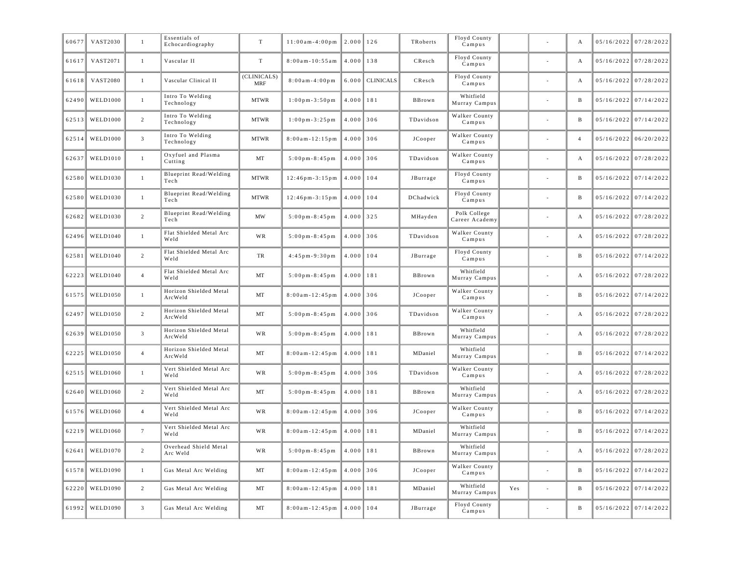| | | | | | | | | | | | | | | |
|---|---|---|---|---|---|---|---|---|---|---|---|---|---|---|
| 60677 | VAST2030 | 1 | Essentials of Echocardiography | T | 11:00am-4:00pm | 2.000 | 126 | TRoberts | Floyd County Campus | | - | A | 05/16/2022 | 07/28/2022 |
| 61617 | VAST2071 | 1 | Vascular II | T | 8:00am-10:55am | 4.000 | 138 | CResch | Floyd County Campus | | - | A | 05/16/2022 | 07/28/2022 |
| 61618 | VAST2080 | 1 | Vascular Clinical II | (CLINICALS) MRF | 8:00am-4:00pm | 6.000 | CLINICALS | CResch | Floyd County Campus | | - | A | 05/16/2022 | 07/28/2022 |
| 62490 | WELD1000 | 1 | Intro To Welding Technology | MTWR | 1:00pm-3:50pm | 4.000 | 181 | BBrown | Whitfield Murray Campus | | - | B | 05/16/2022 | 07/14/2022 |
| 62513 | WELD1000 | 2 | Intro To Welding Technology | MTWR | 1:00pm-3:25pm | 4.000 | 306 | TDavidson | Walker County Campus | | - | B | 05/16/2022 | 07/14/2022 |
| 62514 | WELD1000 | 3 | Intro To Welding Technology | MTWR | 8:00am-12:15pm | 4.000 | 306 | JCooper | Walker County Campus | | - | 4 | 05/16/2022 | 06/20/2022 |
| 62637 | WELD1010 | 1 | Oxyfuel and Plasma Cutting | MT | 5:00pm-8:45pm | 4.000 | 306 | TDavidson | Walker County Campus | | - | A | 05/16/2022 | 07/28/2022 |
| 62580 | WELD1030 | 1 | Blueprint Read/Welding Tech | MTWR | 12:46pm-3:15pm | 4.000 | 104 | JBurrage | Floyd County Campus | | - | B | 05/16/2022 | 07/14/2022 |
| 62580 | WELD1030 | 1 | Blueprint Read/Welding Tech | MTWR | 12:46pm-3:15pm | 4.000 | 104 | DChadwick | Floyd County Campus | | - | B | 05/16/2022 | 07/14/2022 |
| 62682 | WELD1030 | 2 | Blueprint Read/Welding Tech | MW | 5:00pm-8:45pm | 4.000 | 325 | MHayden | Polk College Career Academy | | - | A | 05/16/2022 | 07/28/2022 |
| 62496 | WELD1040 | 1 | Flat Shielded Metal Arc Weld | WR | 5:00pm-8:45pm | 4.000 | 306 | TDavidson | Walker County Campus | | - | A | 05/16/2022 | 07/28/2022 |
| 62581 | WELD1040 | 2 | Flat Shielded Metal Arc Weld | TR | 4:45pm-9:30pm | 4.000 | 104 | JBurrage | Floyd County Campus | | - | B | 05/16/2022 | 07/14/2022 |
| 62223 | WELD1040 | 4 | Flat Shielded Metal Arc Weld | MT | 5:00pm-8:45pm | 4.000 | 181 | BBrown | Whitfield Murray Campus | | - | A | 05/16/2022 | 07/28/2022 |
| 61575 | WELD1050 | 1 | Horizon Shielded Metal ArcWeld | MT | 8:00am-12:45pm | 4.000 | 306 | JCooper | Walker County Campus | | - | B | 05/16/2022 | 07/14/2022 |
| 62497 | WELD1050 | 2 | Horizon Shielded Metal ArcWeld | MT | 5:00pm-8:45pm | 4.000 | 306 | TDavidson | Walker County Campus | | - | A | 05/16/2022 | 07/28/2022 |
| 62639 | WELD1050 | 3 | Horizon Shielded Metal ArcWeld | WR | 5:00pm-8:45pm | 4.000 | 181 | BBrown | Whitfield Murray Campus | | - | A | 05/16/2022 | 07/28/2022 |
| 62225 | WELD1050 | 4 | Horizon Shielded Metal ArcWeld | MT | 8:00am-12:45pm | 4.000 | 181 | MDaniel | Whitfield Murray Campus | | - | B | 05/16/2022 | 07/14/2022 |
| 62515 | WELD1060 | 1 | Vert Shielded Metal Arc Weld | WR | 5:00pm-8:45pm | 4.000 | 306 | TDavidson | Walker County Campus | | - | A | 05/16/2022 | 07/28/2022 |
| 62640 | WELD1060 | 2 | Vert Shielded Metal Arc Weld | MT | 5:00pm-8:45pm | 4.000 | 181 | BBrown | Whitfield Murray Campus | | - | A | 05/16/2022 | 07/28/2022 |
| 61576 | WELD1060 | 4 | Vert Shielded Metal Arc Weld | WR | 8:00am-12:45pm | 4.000 | 306 | JCooper | Walker County Campus | | - | B | 05/16/2022 | 07/14/2022 |
| 62219 | WELD1060 | 7 | Vert Shielded Metal Arc Weld | WR | 8:00am-12:45pm | 4.000 | 181 | MDaniel | Whitfield Murray Campus | | - | B | 05/16/2022 | 07/14/2022 |
| 62641 | WELD1070 | 2 | Overhead Shield Metal Arc Weld | WR | 5:00pm-8:45pm | 4.000 | 181 | BBrown | Whitfield Murray Campus | | - | A | 05/16/2022 | 07/28/2022 |
| 61578 | WELD1090 | 1 | Gas Metal Arc Welding | MT | 8:00am-12:45pm | 4.000 | 306 | JCooper | Walker County Campus | | - | B | 05/16/2022 | 07/14/2022 |
| 62220 | WELD1090 | 2 | Gas Metal Arc Welding | MT | 8:00am-12:45pm | 4.000 | 181 | MDaniel | Whitfield Murray Campus | Yes | - | B | 05/16/2022 | 07/14/2022 |
| 61992 | WELD1090 | 3 | Gas Metal Arc Welding | MT | 8:00am-12:45pm | 4.000 | 104 | JBurrage | Floyd County Campus | | - | B | 05/16/2022 | 07/14/2022 |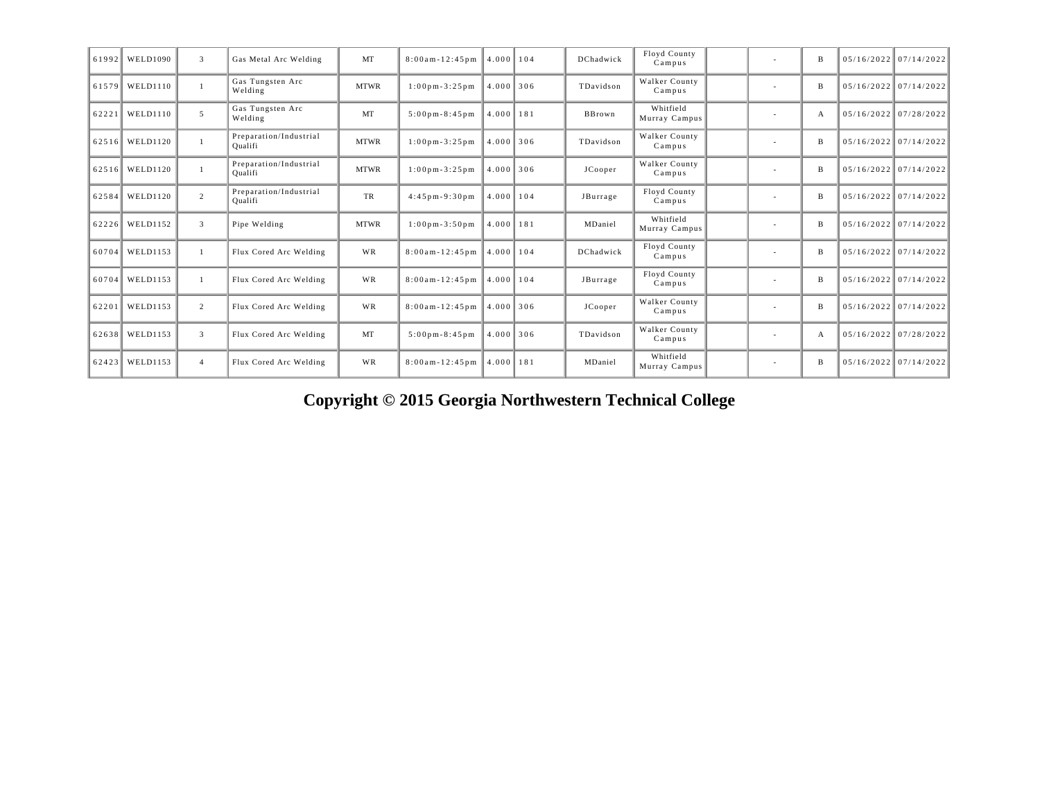| | | | | | | | | | | | | | | | |
|---|---|---|---|---|---|---|---|---|---|---|---|---|---|---|---|
| 61992 | WELD1090 | 3 | Gas Metal Arc Welding | MT | 8:00am-12:45pm | 4.000 | 104 | DChadwick | Floyd County Campus | | - | B | 05/16/2022 | 07/14/2022 |
| 61579 | WELD1110 | 1 | Gas Tungsten Arc Welding | MTWR | 1:00pm-3:25pm | 4.000 | 306 | TDavidson | Walker County Campus | | - | B | 05/16/2022 | 07/14/2022 |
| 62221 | WELD1110 | 5 | Gas Tungsten Arc Welding | MT | 5:00pm-8:45pm | 4.000 | 181 | BBrown | Whitfield Murray Campus | | - | A | 05/16/2022 | 07/28/2022 |
| 62516 | WELD1120 | 1 | Preparation/Industrial Qualifi | MTWR | 1:00pm-3:25pm | 4.000 | 306 | TDavidson | Walker County Campus | | - | B | 05/16/2022 | 07/14/2022 |
| 62516 | WELD1120 | 1 | Preparation/Industrial Qualifi | MTWR | 1:00pm-3:25pm | 4.000 | 306 | JCooper | Walker County Campus | | - | B | 05/16/2022 | 07/14/2022 |
| 62584 | WELD1120 | 2 | Preparation/Industrial Qualifi | TR | 4:45pm-9:30pm | 4.000 | 104 | JBurrage | Floyd County Campus | | - | B | 05/16/2022 | 07/14/2022 |
| 62226 | WELD1152 | 3 | Pipe Welding | MTWR | 1:00pm-3:50pm | 4.000 | 181 | MDaniel | Whitfield Murray Campus | | - | B | 05/16/2022 | 07/14/2022 |
| 60704 | WELD1153 | 1 | Flux Cored Arc Welding | WR | 8:00am-12:45pm | 4.000 | 104 | DChadwick | Floyd County Campus | | - | B | 05/16/2022 | 07/14/2022 |
| 60704 | WELD1153 | 1 | Flux Cored Arc Welding | WR | 8:00am-12:45pm | 4.000 | 104 | JBurrage | Floyd County Campus | | - | B | 05/16/2022 | 07/14/2022 |
| 62201 | WELD1153 | 2 | Flux Cored Arc Welding | WR | 8:00am-12:45pm | 4.000 | 306 | JCooper | Walker County Campus | | - | B | 05/16/2022 | 07/14/2022 |
| 62638 | WELD1153 | 3 | Flux Cored Arc Welding | MT | 5:00pm-8:45pm | 4.000 | 306 | TDavidson | Walker County Campus | | - | A | 05/16/2022 | 07/28/2022 |
| 62423 | WELD1153 | 4 | Flux Cored Arc Welding | WR | 8:00am-12:45pm | 4.000 | 181 | MDaniel | Whitfield Murray Campus | | - | B | 05/16/2022 | 07/14/2022 |

**Copyright © 2015 Georgia Northwestern Technical College**